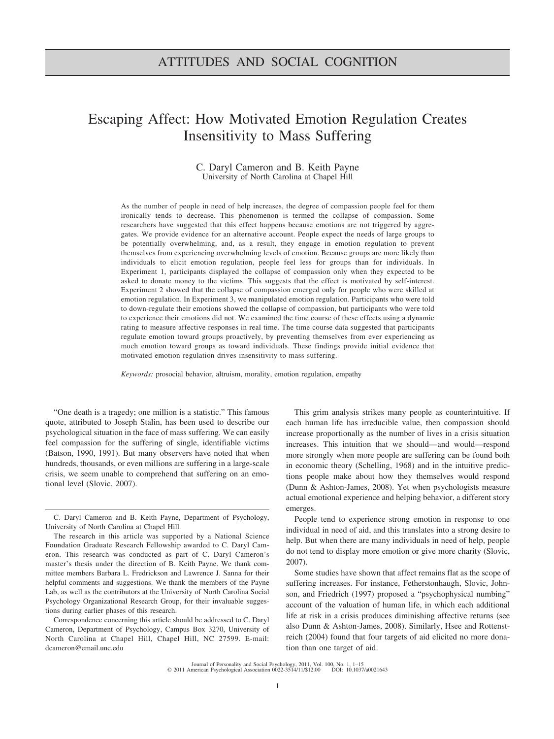ATTITUDES AND SOCIAL COGNITION

# Escaping Affect: How Motivated Emotion Regulation Creates Insensitivity to Mass Suffering

C. Daryl Cameron and B. Keith Payne
University of North Carolina at Chapel Hill

As the number of people in need of help increases, the degree of compassion people feel for them ironically tends to decrease. This phenomenon is termed the collapse of compassion. Some researchers have suggested that this effect happens because emotions are not triggered by aggregates. We provide evidence for an alternative account. People expect the needs of large groups to be potentially overwhelming, and, as a result, they engage in emotion regulation to prevent themselves from experiencing overwhelming levels of emotion. Because groups are more likely than individuals to elicit emotion regulation, people feel less for groups than for individuals. In Experiment 1, participants displayed the collapse of compassion only when they expected to be asked to donate money to the victims. This suggests that the effect is motivated by self-interest. Experiment 2 showed that the collapse of compassion emerged only for people who were skilled at emotion regulation. In Experiment 3, we manipulated emotion regulation. Participants who were told to down-regulate their emotions showed the collapse of compassion, but participants who were told to experience their emotions did not. We examined the time course of these effects using a dynamic rating to measure affective responses in real time. The time course data suggested that participants regulate emotion toward groups proactively, by preventing themselves from ever experiencing as much emotion toward groups as toward individuals. These findings provide initial evidence that motivated emotion regulation drives insensitivity to mass suffering.

*Keywords:* prosocial behavior, altruism, morality, emotion regulation, empathy

"One death is a tragedy; one million is a statistic." This famous quote, attributed to Joseph Stalin, has been used to describe our psychological situation in the face of mass suffering. We can easily feel compassion for the suffering of single, identifiable victims (Batson, 1990, 1991). But many observers have noted that when hundreds, thousands, or even millions are suffering in a large-scale crisis, we seem unable to comprehend that suffering on an emotional level (Slovic, 2007).

This grim analysis strikes many people as counterintuitive. If each human life has irreducible value, then compassion should increase proportionally as the number of lives in a crisis situation increases. This intuition that we should—and would—respond more strongly when more people are suffering can be found both in economic theory (Schelling, 1968) and in the intuitive predictions people make about how they themselves would respond (Dunn & Ashton-James, 2008). Yet when psychologists measure actual emotional experience and helping behavior, a different story emerges.

People tend to experience strong emotion in response to one individual in need of aid, and this translates into a strong desire to help. But when there are many individuals in need of help, people do not tend to display more emotion or give more charity (Slovic, 2007).

Some studies have shown that affect remains flat as the scope of suffering increases. For instance, Fetherstonhaugh, Slovic, Johnson, and Friedrich (1997) proposed a "psychophysical numbing" account of the valuation of human life, in which each additional life at risk in a crisis produces diminishing affective returns (see also Dunn & Ashton-James, 2008). Similarly, Hsee and Rottenstreich (2004) found that four targets of aid elicited no more donation than one target of aid.

---

C. Daryl Cameron and B. Keith Payne, Department of Psychology, University of North Carolina at Chapel Hill.

The research in this article was supported by a National Science Foundation Graduate Research Fellowship awarded to C. Daryl Cameron. This research was conducted as part of C. Daryl Cameron's master's thesis under the direction of B. Keith Payne. We thank committee members Barbara L. Fredrickson and Lawrence J. Sanna for their helpful comments and suggestions. We thank the members of the Payne Lab, as well as the contributors at the University of North Carolina Social Psychology Organizational Research Group, for their invaluable suggestions during earlier phases of this research.

Correspondence concerning this article should be addressed to C. Daryl Cameron, Department of Psychology, Campus Box 3270, University of North Carolina at Chapel Hill, Chapel Hill, NC 27599. E-mail: dcameron@email.unc.edu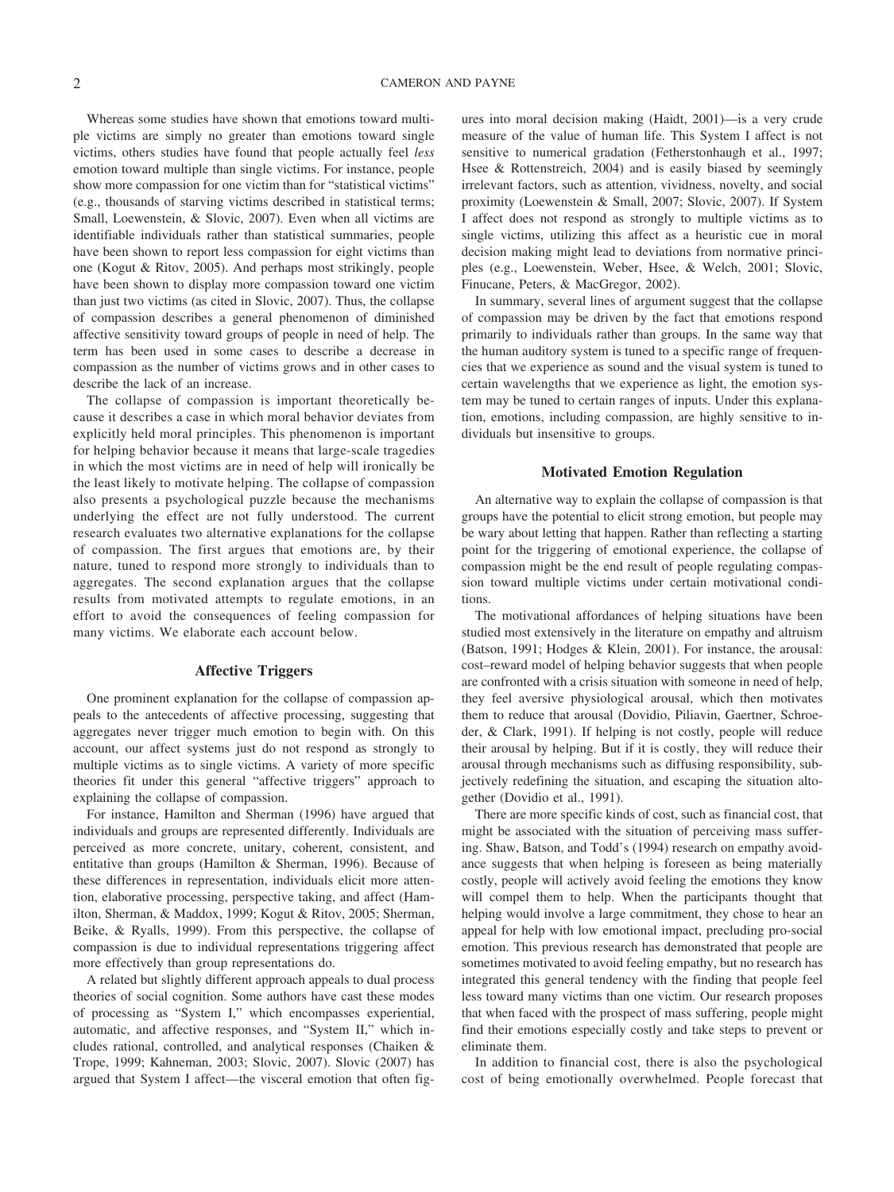Whereas some studies have shown that emotions toward multiple victims are simply no greater than emotions toward single victims, others studies have found that people actually feel *less* emotion toward multiple than single victims. For instance, people show more compassion for one victim than for "statistical victims" (e.g., thousands of starving victims described in statistical terms; Small, Loewenstein, & Slovic, 2007). Even when all victims are identifiable individuals rather than statistical summaries, people have been shown to report less compassion for eight victims than one (Kogut & Ritov, 2005). And perhaps most strikingly, people have been shown to display more compassion toward one victim than just two victims (as cited in Slovic, 2007). Thus, the collapse of compassion describes a general phenomenon of diminished affective sensitivity toward groups of people in need of help. The term has been used in some cases to describe a decrease in compassion as the number of victims grows and in other cases to describe the lack of an increase.

The collapse of compassion is important theoretically because it describes a case in which moral behavior deviates from explicitly held moral principles. This phenomenon is important for helping behavior because it means that large-scale tragedies in which the most victims are in need of help will ironically be the least likely to motivate helping. The collapse of compassion also presents a psychological puzzle because the mechanisms underlying the effect are not fully understood. The current research evaluates two alternative explanations for the collapse of compassion. The first argues that emotions are, by their nature, tuned to respond more strongly to individuals than to aggregates. The second explanation argues that the collapse results from motivated attempts to regulate emotions, in an effort to avoid the consequences of feeling compassion for many victims. We elaborate each account below.

## Affective Triggers

One prominent explanation for the collapse of compassion appeals to the antecedents of affective processing, suggesting that aggregates never trigger much emotion to begin with. On this account, our affect systems just do not respond as strongly to multiple victims as to single victims. A variety of more specific theories fit under this general "affective triggers" approach to explaining the collapse of compassion.

For instance, Hamilton and Sherman (1996) have argued that individuals and groups are represented differently. Individuals are perceived as more concrete, unitary, coherent, consistent, and entitative than groups (Hamilton & Sherman, 1996). Because of these differences in representation, individuals elicit more attention, elaborative processing, perspective taking, and affect (Hamilton, Sherman, & Maddox, 1999; Kogut & Ritov, 2005; Sherman, Beike, & Ryalls, 1999). From this perspective, the collapse of compassion is due to individual representations triggering affect more effectively than group representations do.

A related but slightly different approach appeals to dual process theories of social cognition. Some authors have cast these modes of processing as "System I," which encompasses experiential, automatic, and affective responses, and "System II," which includes rational, controlled, and analytical responses (Chaiken & Trope, 1999; Kahneman, 2003; Slovic, 2007). Slovic (2007) has argued that System I affect—the visceral emotion that often figures into moral decision making (Haidt, 2001)—is a very crude measure of the value of human life. This System I affect is not sensitive to numerical gradation (Fetherstonhaugh et al., 1997; Hsee & Rottenstreich, 2004) and is easily biased by seemingly irrelevant factors, such as attention, vividness, novelty, and social proximity (Loewenstein & Small, 2007; Slovic, 2007). If System I affect does not respond as strongly to multiple victims as to single victims, utilizing this affect as a heuristic cue in moral decision making might lead to deviations from normative principles (e.g., Loewenstein, Weber, Hsee, & Welch, 2001; Slovic, Finucane, Peters, & MacGregor, 2002).

In summary, several lines of argument suggest that the collapse of compassion may be driven by the fact that emotions respond primarily to individuals rather than groups. In the same way that the human auditory system is tuned to a specific range of frequencies that we experience as sound and the visual system is tuned to certain wavelengths that we experience as light, the emotion system may be tuned to certain ranges of inputs. Under this explanation, emotions, including compassion, are highly sensitive to individuals but insensitive to groups.

## Motivated Emotion Regulation

An alternative way to explain the collapse of compassion is that groups have the potential to elicit strong emotion, but people may be wary about letting that happen. Rather than reflecting a starting point for the triggering of emotional experience, the collapse of compassion might be the end result of people regulating compassion toward multiple victims under certain motivational conditions.

The motivational affordances of helping situations have been studied most extensively in the literature on empathy and altruism (Batson, 1991; Hodges & Klein, 2001). For instance, the arousal: cost–reward model of helping behavior suggests that when people are confronted with a crisis situation with someone in need of help, they feel aversive physiological arousal, which then motivates them to reduce that arousal (Dovidio, Piliavin, Gaertner, Schroeder, & Clark, 1991). If helping is not costly, people will reduce their arousal by helping. But if it is costly, they will reduce their arousal through mechanisms such as diffusing responsibility, subjectively redefining the situation, and escaping the situation altogether (Dovidio et al., 1991).

There are more specific kinds of cost, such as financial cost, that might be associated with the situation of perceiving mass suffering. Shaw, Batson, and Todd's (1994) research on empathy avoidance suggests that when helping is foreseen as being materially costly, people will actively avoid feeling the emotions they know will compel them to help. When the participants thought that helping would involve a large commitment, they chose to hear an appeal for help with low emotional impact, precluding pro-social emotion. This previous research has demonstrated that people are sometimes motivated to avoid feeling empathy, but no research has integrated this general tendency with the finding that people feel less toward many victims than one victim. Our research proposes that when faced with the prospect of mass suffering, people might find their emotions especially costly and take steps to prevent or eliminate them.

In addition to financial cost, there is also the psychological cost of being emotionally overwhelmed. People forecast that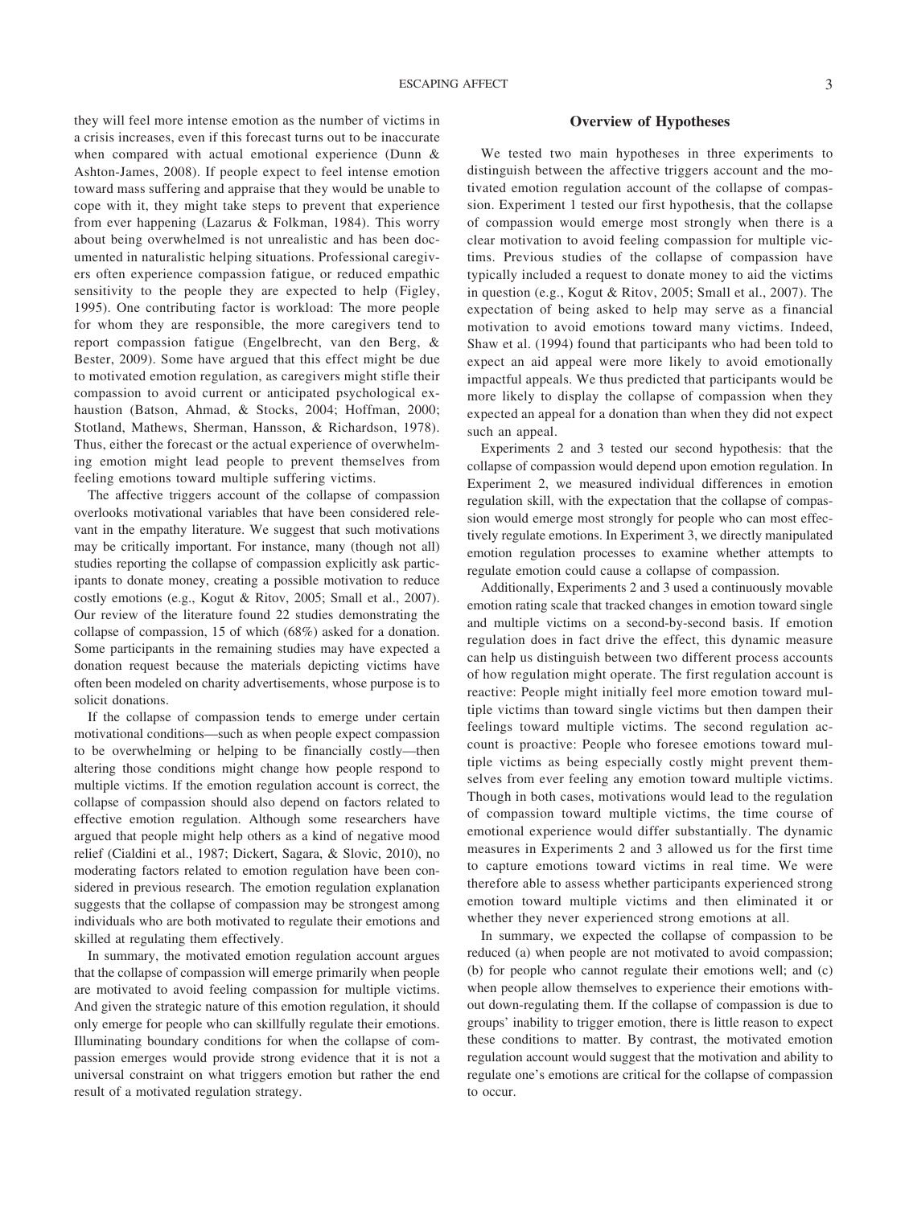they will feel more intense emotion as the number of victims in a crisis increases, even if this forecast turns out to be inaccurate when compared with actual emotional experience (Dunn & Ashton-James, 2008). If people expect to feel intense emotion toward mass suffering and appraise that they would be unable to cope with it, they might take steps to prevent that experience from ever happening (Lazarus & Folkman, 1984). This worry about being overwhelmed is not unrealistic and has been documented in naturalistic helping situations. Professional caregivers often experience compassion fatigue, or reduced empathic sensitivity to the people they are expected to help (Figley, 1995). One contributing factor is workload: The more people for whom they are responsible, the more caregivers tend to report compassion fatigue (Engelbrecht, van den Berg, & Bester, 2009). Some have argued that this effect might be due to motivated emotion regulation, as caregivers might stifle their compassion to avoid current or anticipated psychological exhaustion (Batson, Ahmad, & Stocks, 2004; Hoffman, 2000; Stotland, Mathews, Sherman, Hansson, & Richardson, 1978). Thus, either the forecast or the actual experience of overwhelming emotion might lead people to prevent themselves from feeling emotions toward multiple suffering victims.

The affective triggers account of the collapse of compassion overlooks motivational variables that have been considered relevant in the empathy literature. We suggest that such motivations may be critically important. For instance, many (though not all) studies reporting the collapse of compassion explicitly ask participants to donate money, creating a possible motivation to reduce costly emotions (e.g., Kogut & Ritov, 2005; Small et al., 2007). Our review of the literature found 22 studies demonstrating the collapse of compassion, 15 of which (68%) asked for a donation. Some participants in the remaining studies may have expected a donation request because the materials depicting victims have often been modeled on charity advertisements, whose purpose is to solicit donations.

If the collapse of compassion tends to emerge under certain motivational conditions—such as when people expect compassion to be overwhelming or helping to be financially costly—then altering those conditions might change how people respond to multiple victims. If the emotion regulation account is correct, the collapse of compassion should also depend on factors related to effective emotion regulation. Although some researchers have argued that people might help others as a kind of negative mood relief (Cialdini et al., 1987; Dickert, Sagara, & Slovic, 2010), no moderating factors related to emotion regulation have been considered in previous research. The emotion regulation explanation suggests that the collapse of compassion may be strongest among individuals who are both motivated to regulate their emotions and skilled at regulating them effectively.

In summary, the motivated emotion regulation account argues that the collapse of compassion will emerge primarily when people are motivated to avoid feeling compassion for multiple victims. And given the strategic nature of this emotion regulation, it should only emerge for people who can skillfully regulate their emotions. Illuminating boundary conditions for when the collapse of compassion emerges would provide strong evidence that it is not a universal constraint on what triggers emotion but rather the end result of a motivated regulation strategy.

## Overview of Hypotheses

We tested two main hypotheses in three experiments to distinguish between the affective triggers account and the motivated emotion regulation account of the collapse of compassion. Experiment 1 tested our first hypothesis, that the collapse of compassion would emerge most strongly when there is a clear motivation to avoid feeling compassion for multiple victims. Previous studies of the collapse of compassion have typically included a request to donate money to aid the victims in question (e.g., Kogut & Ritov, 2005; Small et al., 2007). The expectation of being asked to help may serve as a financial motivation to avoid emotions toward many victims. Indeed, Shaw et al. (1994) found that participants who had been told to expect an aid appeal were more likely to avoid emotionally impactful appeals. We thus predicted that participants would be more likely to display the collapse of compassion when they expected an appeal for a donation than when they did not expect such an appeal.

Experiments 2 and 3 tested our second hypothesis: that the collapse of compassion would depend upon emotion regulation. In Experiment 2, we measured individual differences in emotion regulation skill, with the expectation that the collapse of compassion would emerge most strongly for people who can most effectively regulate emotions. In Experiment 3, we directly manipulated emotion regulation processes to examine whether attempts to regulate emotion could cause a collapse of compassion.

Additionally, Experiments 2 and 3 used a continuously movable emotion rating scale that tracked changes in emotion toward single and multiple victims on a second-by-second basis. If emotion regulation does in fact drive the effect, this dynamic measure can help us distinguish between two different process accounts of how regulation might operate. The first regulation account is reactive: People might initially feel more emotion toward multiple victims than toward single victims but then dampen their feelings toward multiple victims. The second regulation account is proactive: People who foresee emotions toward multiple victims as being especially costly might prevent themselves from ever feeling any emotion toward multiple victims. Though in both cases, motivations would lead to the regulation of compassion toward multiple victims, the time course of emotional experience would differ substantially. The dynamic measures in Experiments 2 and 3 allowed us for the first time to capture emotions toward victims in real time. We were therefore able to assess whether participants experienced strong emotion toward multiple victims and then eliminated it or whether they never experienced strong emotions at all.

In summary, we expected the collapse of compassion to be reduced (a) when people are not motivated to avoid compassion; (b) for people who cannot regulate their emotions well; and (c) when people allow themselves to experience their emotions without down-regulating them. If the collapse of compassion is due to groups' inability to trigger emotion, there is little reason to expect these conditions to matter. By contrast, the motivated emotion regulation account would suggest that the motivation and ability to regulate one's emotions are critical for the collapse of compassion to occur.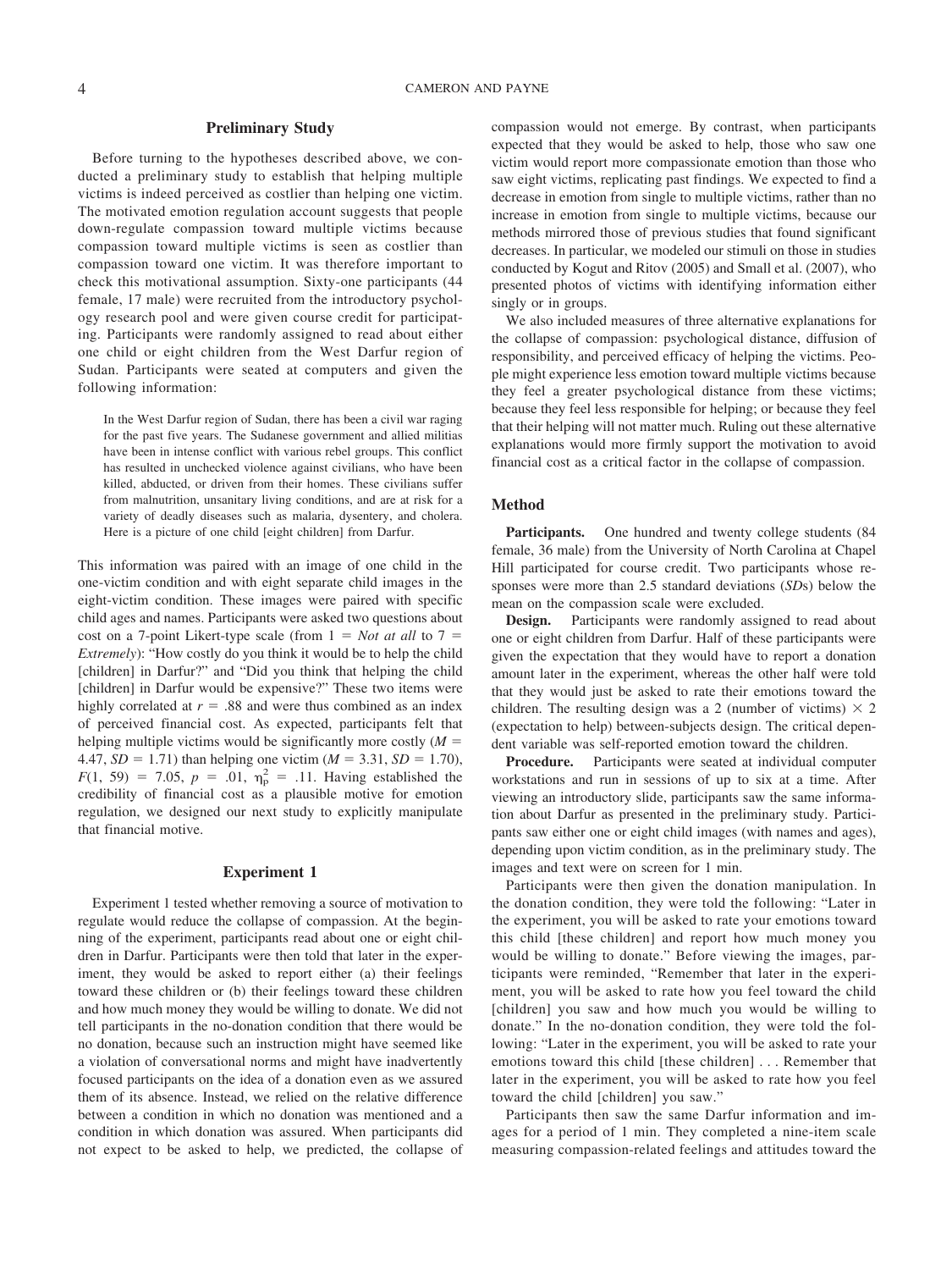## Preliminary Study

Before turning to the hypotheses described above, we conducted a preliminary study to establish that helping multiple victims is indeed perceived as costlier than helping one victim. The motivated emotion regulation account suggests that people down-regulate compassion toward multiple victims because compassion toward multiple victims is seen as costlier than compassion toward one victim. It was therefore important to check this motivational assumption. Sixty-one participants (44 female, 17 male) were recruited from the introductory psychology research pool and were given course credit for participating. Participants were randomly assigned to read about either one child or eight children from the West Darfur region of Sudan. Participants were seated at computers and given the following information:

> In the West Darfur region of Sudan, there has been a civil war raging for the past five years. The Sudanese government and allied militias have been in intense conflict with various rebel groups. This conflict has resulted in unchecked violence against civilians, who have been killed, abducted, or driven from their homes. These civilians suffer from malnutrition, unsanitary living conditions, and are at risk for a variety of deadly diseases such as malaria, dysentery, and cholera. Here is a picture of one child [eight children] from Darfur.

This information was paired with an image of one child in the one-victim condition and with eight separate child images in the eight-victim condition. These images were paired with specific child ages and names. Participants were asked two questions about cost on a 7-point Likert-type scale (from 1 = *Not at all* to 7 = *Extremely*): "How costly do you think it would be to help the child [children] in Darfur?" and "Did you think that helping the child [children] in Darfur would be expensive?" These two items were highly correlated at $r = .88$ and were thus combined as an index of perceived financial cost. As expected, participants felt that helping multiple victims would be significantly more costly ($M = 4.47$, $SD = 1.71$) than helping one victim ($M = 3.31$, $SD = 1.70$), $F(1, 59) = 7.05$, $p = .01$, $\eta_p^2 = .11$. Having established the credibility of financial cost as a plausible motive for emotion regulation, we designed our next study to explicitly manipulate that financial motive.

## Experiment 1

Experiment 1 tested whether removing a source of motivation to regulate would reduce the collapse of compassion. At the beginning of the experiment, participants read about one or eight children in Darfur. Participants were then told that later in the experiment, they would be asked to report either (a) their feelings toward these children or (b) their feelings toward these children and how much money they would be willing to donate. We did not tell participants in the no-donation condition that there would be no donation, because such an instruction might have seemed like a violation of conversational norms and might have inadvertently focused participants on the idea of a donation even as we assured them of its absence. Instead, we relied on the relative difference between a condition in which no donation was mentioned and a condition in which donation was assured. When participants did not expect to be asked to help, we predicted, the collapse of compassion would not emerge. By contrast, when participants expected that they would be asked to help, those who saw one victim would report more compassionate emotion than those who saw eight victims, replicating past findings. We expected to find a decrease in emotion from single to multiple victims, rather than no increase in emotion from single to multiple victims, because our methods mirrored those of previous studies that found significant decreases. In particular, we modeled our stimuli on those in studies conducted by Kogut and Ritov (2005) and Small et al. (2007), who presented photos of victims with identifying information either singly or in groups.

We also included measures of three alternative explanations for the collapse of compassion: psychological distance, diffusion of responsibility, and perceived efficacy of helping the victims. People might experience less emotion toward multiple victims because they feel a greater psychological distance from these victims; because they feel less responsible for helping; or because they feel that their helping will not matter much. Ruling out these alternative explanations would more firmly support the motivation to avoid financial cost as a critical factor in the collapse of compassion.

### Method

**Participants.** One hundred and twenty college students (84 female, 36 male) from the University of North Carolina at Chapel Hill participated for course credit. Two participants whose responses were more than 2.5 standard deviations (*SD*s) below the mean on the compassion scale were excluded.

**Design.** Participants were randomly assigned to read about one or eight children from Darfur. Half of these participants were given the expectation that they would have to report a donation amount later in the experiment, whereas the other half were told that they would just be asked to rate their emotions toward the children. The resulting design was a 2 (number of victims) × 2 (expectation to help) between-subjects design. The critical dependent variable was self-reported emotion toward the children.

**Procedure.** Participants were seated at individual computer workstations and run in sessions of up to six at a time. After viewing an introductory slide, participants saw the same information about Darfur as presented in the preliminary study. Participants saw either one or eight child images (with names and ages), depending upon victim condition, as in the preliminary study. The images and text were on screen for 1 min.

Participants were then given the donation manipulation. In the donation condition, they were told the following: "Later in the experiment, you will be asked to rate your emotions toward this child [these children] and report how much money you would be willing to donate." Before viewing the images, participants were reminded, "Remember that later in the experiment, you will be asked to rate how you feel toward the child [children] you saw and how much you would be willing to donate." In the no-donation condition, they were told the following: "Later in the experiment, you will be asked to rate your emotions toward this child [these children] . . . Remember that later in the experiment, you will be asked to rate how you feel toward the child [children] you saw."

Participants then saw the same Darfur information and images for a period of 1 min. They completed a nine-item scale measuring compassion-related feelings and attitudes toward the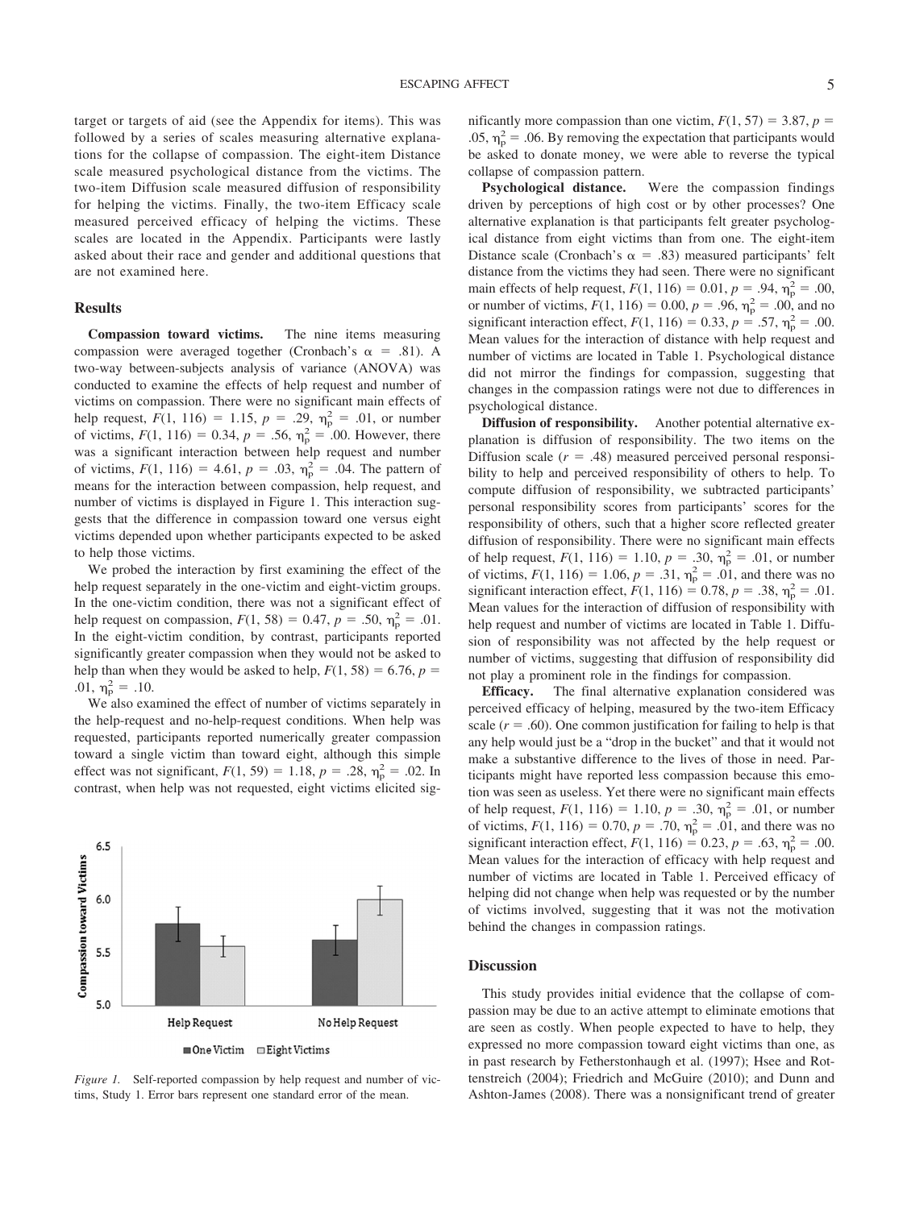target or targets of aid (see the Appendix for items). This was followed by a series of scales measuring alternative explanations for the collapse of compassion. The eight-item Distance scale measured psychological distance from the victims. The two-item Diffusion scale measured diffusion of responsibility for helping the victims. Finally, the two-item Efficacy scale measured perceived efficacy of helping the victims. These scales are located in the Appendix. Participants were lastly asked about their race and gender and additional questions that are not examined here.

## Results

**Compassion toward victims.** The nine items measuring compassion were averaged together (Cronbach's $\alpha = .81$). A two-way between-subjects analysis of variance (ANOVA) was conducted to examine the effects of help request and number of victims on compassion. There were no significant main effects of help request, $F(1, 116) = 1.15$, $p = .29$, $\eta_p^2 = .01$, or number of victims, $F(1, 116) = 0.34$, $p = .56$, $\eta_p^2 = .00$. However, there was a significant interaction between help request and number of victims, $F(1, 116) = 4.61$, $p = .03$, $\eta_p^2 = .04$. The pattern of means for the interaction between compassion, help request, and number of victims is displayed in Figure 1. This interaction suggests that the difference in compassion toward one versus eight victims depended upon whether participants expected to be asked to help those victims.

We probed the interaction by first examining the effect of the help request separately in the one-victim and eight-victim groups. In the one-victim condition, there was not a significant effect of help request on compassion, $F(1, 58) = 0.47$, $p = .50$, $\eta_p^2 = .01$. In the eight-victim condition, by contrast, participants reported significantly greater compassion when they would not be asked to help than when they would be asked to help, $F(1, 58) = 6.76$, $p = .01$, $\eta_p^2 = .10$.

We also examined the effect of number of victims separately in the help-request and no-help-request conditions. When help was requested, participants reported numerically greater compassion toward a single victim than toward eight, although this simple effect was not significant, $F(1, 59) = 1.18$, $p = .28$, $\eta_p^2 = .02$. In contrast, when help was not requested, eight victims elicited significantly more compassion than one victim, $F(1, 57) = 3.87$, $p = .05$, $\eta_p^2 = .06$. By removing the expectation that participants would be asked to donate money, we were able to reverse the typical collapse of compassion pattern.

*Figure 1.* Self-reported compassion by help request and number of victims, Study 1. Error bars represent one standard error of the mean.

**Psychological distance.** Were the compassion findings driven by perceptions of high cost or by other processes? One alternative explanation is that participants felt greater psychological distance from eight victims than from one. The eight-item Distance scale (Cronbach's $\alpha = .83$) measured participants' felt distance from the victims they had seen. There were no significant main effects of help request, $F(1, 116) = 0.01$, $p = .94$, $\eta_p^2 = .00$, or number of victims, $F(1, 116) = 0.00$, $p = .96$, $\eta_p^2 = .00$, and no significant interaction effect, $F(1, 116) = 0.33$, $p = .57$, $\eta_p^2 = .00$. Mean values for the interaction of distance with help request and number of victims are located in Table 1. Psychological distance did not mirror the findings for compassion, suggesting that changes in the compassion ratings were not due to differences in psychological distance.

**Diffusion of responsibility.** Another potential alternative explanation is diffusion of responsibility. The two items on the Diffusion scale ($r = .48$) measured perceived personal responsibility to help and perceived responsibility of others to help. To compute diffusion of responsibility, we subtracted participants' personal responsibility scores from participants' scores for the responsibility of others, such that a higher score reflected greater diffusion of responsibility. There were no significant main effects of help request, $F(1, 116) = 1.10$, $p = .30$, $\eta_p^2 = .01$, or number of victims, $F(1, 116) = 1.06$, $p = .31$, $\eta_p^2 = .01$, and there was no significant interaction effect, $F(1, 116) = 0.78$, $p = .38$, $\eta_p^2 = .01$. Mean values for the interaction of diffusion of responsibility with help request and number of victims are located in Table 1. Diffusion of responsibility was not affected by the help request or number of victims, suggesting that diffusion of responsibility did not play a prominent role in the findings for compassion.

**Efficacy.** The final alternative explanation considered was perceived efficacy of helping, measured by the two-item Efficacy scale ($r = .60$). One common justification for failing to help is that any help would just be a "drop in the bucket" and that it would not make a substantive difference to the lives of those in need. Participants might have reported less compassion because this emotion was seen as useless. Yet there were no significant main effects of help request, $F(1, 116) = 1.10$, $p = .30$, $\eta_p^2 = .01$, or number of victims, $F(1, 116) = 0.70$, $p = .70$, $\eta_p^2 = .01$, and there was no significant interaction effect, $F(1, 116) = 0.23$, $p = .63$, $\eta_p^2 = .00$. Mean values for the interaction of efficacy with help request and number of victims are located in Table 1. Perceived efficacy of helping did not change when help was requested or by the number of victims involved, suggesting that it was not the motivation behind the changes in compassion ratings.

## Discussion

This study provides initial evidence that the collapse of compassion may be due to an active attempt to eliminate emotions that are seen as costly. When people expected to have to help, they expressed no more compassion toward eight victims than one, as in past research by Fetherstonhaugh et al. (1997); Hsee and Rottenstreich (2004); Friedrich and McGuire (2010); and Dunn and Ashton-James (2008). There was a nonsignificant trend of greater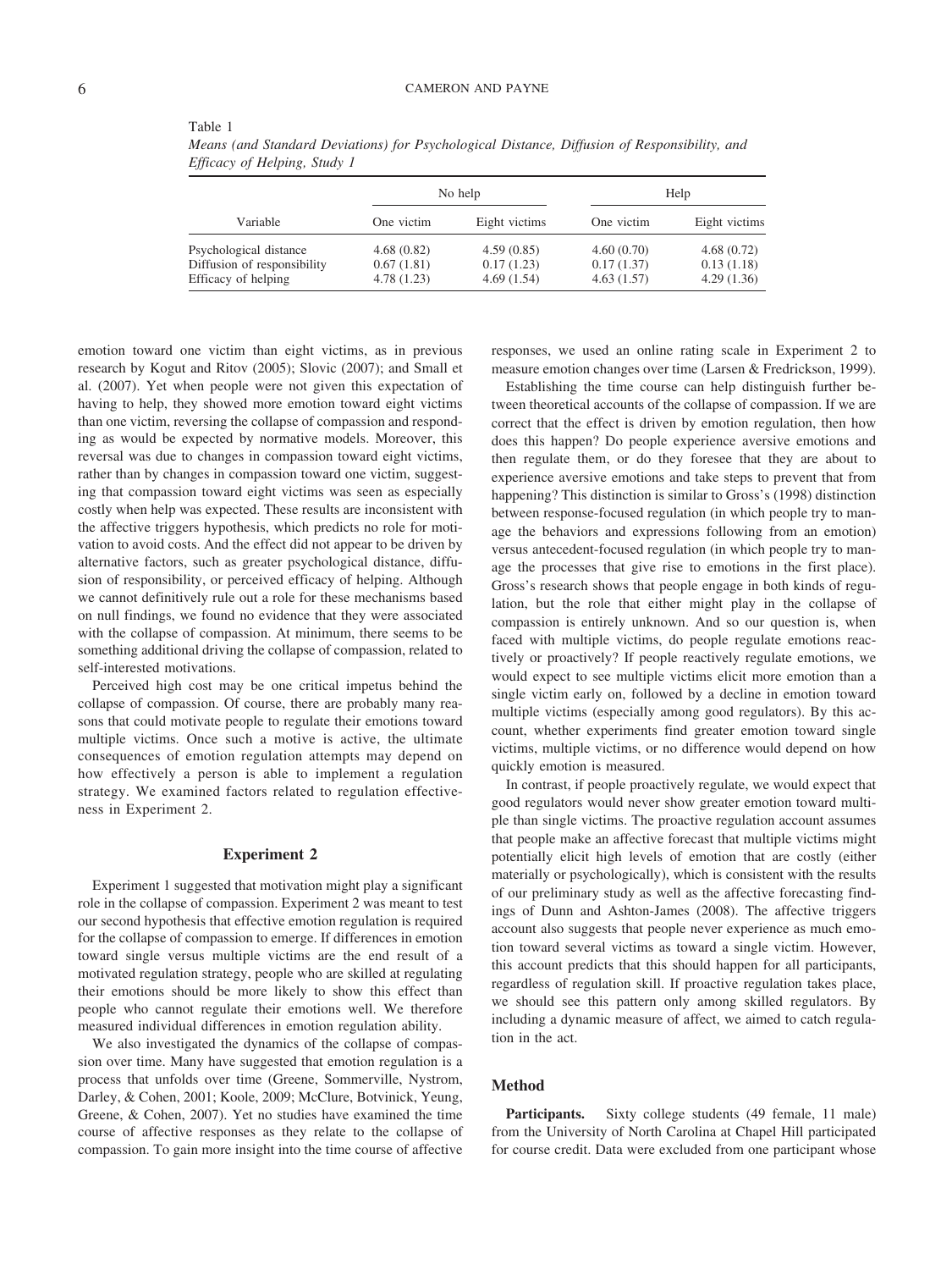Table 1

*Means (and Standard Deviations) for Psychological Distance, Diffusion of Responsibility, and Efficacy of Helping, Study 1*

| | No help | | Help | |
|---|---|---|---|---|
| Variable | One victim | Eight victims | One victim | Eight victims |
| Psychological distance | 4.68 (0.82) | 4.59 (0.85) | 4.60 (0.70) | 4.68 (0.72) |
| Diffusion of responsibility | 0.67 (1.81) | 0.17 (1.23) | 0.17 (1.37) | 0.13 (1.18) |
| Efficacy of helping | 4.78 (1.23) | 4.69 (1.54) | 4.63 (1.57) | 4.29 (1.36) |

emotion toward one victim than eight victims, as in previous research by Kogut and Ritov (2005); Slovic (2007); and Small et al. (2007). Yet when people were not given this expectation of having to help, they showed more emotion toward eight victims than one victim, reversing the collapse of compassion and responding as would be expected by normative models. Moreover, this reversal was due to changes in compassion toward eight victims, rather than by changes in compassion toward one victim, suggesting that compassion toward eight victims was seen as especially costly when help was expected. These results are inconsistent with the affective triggers hypothesis, which predicts no role for motivation to avoid costs. And the effect did not appear to be driven by alternative factors, such as greater psychological distance, diffusion of responsibility, or perceived efficacy of helping. Although we cannot definitively rule out a role for these mechanisms based on null findings, we found no evidence that they were associated with the collapse of compassion. At minimum, there seems to be something additional driving the collapse of compassion, related to self-interested motivations.

Perceived high cost may be one critical impetus behind the collapse of compassion. Of course, there are probably many reasons that could motivate people to regulate their emotions toward multiple victims. Once such a motive is active, the ultimate consequences of emotion regulation attempts may depend on how effectively a person is able to implement a regulation strategy. We examined factors related to regulation effectiveness in Experiment 2.

## Experiment 2

Experiment 1 suggested that motivation might play a significant role in the collapse of compassion. Experiment 2 was meant to test our second hypothesis that effective emotion regulation is required for the collapse of compassion to emerge. If differences in emotion toward single versus multiple victims are the end result of a motivated regulation strategy, people who are skilled at regulating their emotions should be more likely to show this effect than people who cannot regulate their emotions well. We therefore measured individual differences in emotion regulation ability.

We also investigated the dynamics of the collapse of compassion over time. Many have suggested that emotion regulation is a process that unfolds over time (Greene, Sommerville, Nystrom, Darley, & Cohen, 2001; Koole, 2009; McClure, Botvinick, Yeung, Greene, & Cohen, 2007). Yet no studies have examined the time course of affective responses as they relate to the collapse of compassion. To gain more insight into the time course of affective responses, we used an online rating scale in Experiment 2 to measure emotion changes over time (Larsen & Fredrickson, 1999).

Establishing the time course can help distinguish further between theoretical accounts of the collapse of compassion. If we are correct that the effect is driven by emotion regulation, then how does this happen? Do people experience aversive emotions and then regulate them, or do they foresee that they are about to experience aversive emotions and take steps to prevent that from happening? This distinction is similar to Gross's (1998) distinction between response-focused regulation (in which people try to manage the behaviors and expressions following from an emotion) versus antecedent-focused regulation (in which people try to manage the processes that give rise to emotions in the first place). Gross's research shows that people engage in both kinds of regulation, but the role that either might play in the collapse of compassion is entirely unknown. And so our question is, when faced with multiple victims, do people regulate emotions reactively or proactively? If people reactively regulate emotions, we would expect to see multiple victims elicit more emotion than a single victim early on, followed by a decline in emotion toward multiple victims (especially among good regulators). By this account, whether experiments find greater emotion toward single victims, multiple victims, or no difference would depend on how quickly emotion is measured.

In contrast, if people proactively regulate, we would expect that good regulators would never show greater emotion toward multiple than single victims. The proactive regulation account assumes that people make an affective forecast that multiple victims might potentially elicit high levels of emotion that are costly (either materially or psychologically), which is consistent with the results of our preliminary study as well as the affective forecasting findings of Dunn and Ashton-James (2008). The affective triggers account also suggests that people never experience as much emotion toward several victims as toward a single victim. However, this account predicts that this should happen for all participants, regardless of regulation skill. If proactive regulation takes place, we should see this pattern only among skilled regulators. By including a dynamic measure of affect, we aimed to catch regulation in the act.

### Method

**Participants.** Sixty college students (49 female, 11 male) from the University of North Carolina at Chapel Hill participated for course credit. Data were excluded from one participant whose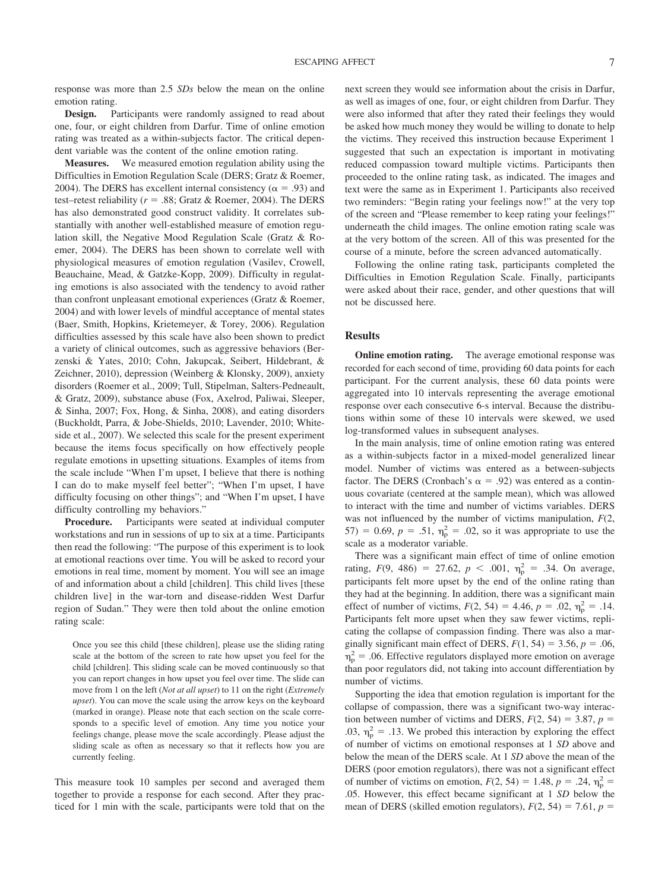response was more than 2.5 *SDs* below the mean on the online emotion rating.

**Design.** Participants were randomly assigned to read about one, four, or eight children from Darfur. Time of online emotion rating was treated as a within-subjects factor. The critical dependent variable was the content of the online emotion rating.

**Measures.** We measured emotion regulation ability using the Difficulties in Emotion Regulation Scale (DERS; Gratz & Roemer, 2004). The DERS has excellent internal consistency ($\alpha = .93$) and test–retest reliability ($r = .88$; Gratz & Roemer, 2004). The DERS has also demonstrated good construct validity. It correlates substantially with another well-established measure of emotion regulation skill, the Negative Mood Regulation Scale (Gratz & Roemer, 2004). The DERS has been shown to correlate well with physiological measures of emotion regulation (Vasilev, Crowell, Beauchaine, Mead, & Gatzke-Kopp, 2009). Difficulty in regulating emotions is also associated with the tendency to avoid rather than confront unpleasant emotional experiences (Gratz & Roemer, 2004) and with lower levels of mindful acceptance of mental states (Baer, Smith, Hopkins, Krietemeyer, & Torey, 2006). Regulation difficulties assessed by this scale have also been shown to predict a variety of clinical outcomes, such as aggressive behaviors (Berzenski & Yates, 2010; Cohn, Jakupcak, Seibert, Hildebrant, & Zeichner, 2010), depression (Weinberg & Klonsky, 2009), anxiety disorders (Roemer et al., 2009; Tull, Stipelman, Salters-Pedneault, & Gratz, 2009), substance abuse (Fox, Axelrod, Paliwai, Sleeper, & Sinha, 2007; Fox, Hong, & Sinha, 2008), and eating disorders (Buckholdt, Parra, & Jobe-Shields, 2010; Lavender, 2010; Whiteside et al., 2007). We selected this scale for the present experiment because the items focus specifically on how effectively people regulate emotions in upsetting situations. Examples of items from the scale include "When I'm upset, I believe that there is nothing I can do to make myself feel better"; "When I'm upset, I have difficulty focusing on other things"; and "When I'm upset, I have difficulty controlling my behaviors."

**Procedure.** Participants were seated at individual computer workstations and run in sessions of up to six at a time. Participants then read the following: "The purpose of this experiment is to look at emotional reactions over time. You will be asked to record your emotions in real time, moment by moment. You will see an image of and information about a child [children]. This child lives [these children live] in the war-torn and disease-ridden West Darfur region of Sudan." They were then told about the online emotion rating scale:

> Once you see this child [these children], please use the sliding rating scale at the bottom of the screen to rate how upset you feel for the child [children]. This sliding scale can be moved continuously so that you can report changes in how upset you feel over time. The slide can move from 1 on the left (*Not at all upset*) to 11 on the right (*Extremely upset*). You can move the scale using the arrow keys on the keyboard (marked in orange). Please note that each section on the scale corresponds to a specific level of emotion. Any time you notice your feelings change, please move the scale accordingly. Please adjust the sliding scale as often as necessary so that it reflects how you are currently feeling.

This measure took 10 samples per second and averaged them together to provide a response for each second. After they practiced for 1 min with the scale, participants were told that on the next screen they would see information about the crisis in Darfur, as well as images of one, four, or eight children from Darfur. They were also informed that after they rated their feelings they would be asked how much money they would be willing to donate to help the victims. They received this instruction because Experiment 1 suggested that such an expectation is important in motivating reduced compassion toward multiple victims. Participants then proceeded to the online rating task, as indicated. The images and text were the same as in Experiment 1. Participants also received two reminders: "Begin rating your feelings now!" at the very top of the screen and "Please remember to keep rating your feelings!" underneath the child images. The online emotion rating scale was at the very bottom of the screen. All of this was presented for the course of a minute, before the screen advanced automatically.

Following the online rating task, participants completed the Difficulties in Emotion Regulation Scale. Finally, participants were asked about their race, gender, and other questions that will not be discussed here.

## Results

**Online emotion rating.** The average emotional response was recorded for each second of time, providing 60 data points for each participant. For the current analysis, these 60 data points were aggregated into 10 intervals representing the average emotional response over each consecutive 6-s interval. Because the distributions within some of these 10 intervals were skewed, we used log-transformed values in subsequent analyses.

In the main analysis, time of online emotion rating was entered as a within-subjects factor in a mixed-model generalized linear model. Number of victims was entered as a between-subjects factor. The DERS (Cronbach's $\alpha = .92$) was entered as a continuous covariate (centered at the sample mean), which was allowed to interact with the time and number of victims variables. DERS was not influenced by the number of victims manipulation, $F(2, 57) = 0.69$, $p = .51$, $\eta_p^2 = .02$, so it was appropriate to use the scale as a moderator variable.

There was a significant main effect of time of online emotion rating, $F(9, 486) = 27.62$, $p < .001$, $\eta_p^2 = .34$. On average, participants felt more upset by the end of the online rating than they had at the beginning. In addition, there was a significant main effect of number of victims, $F(2, 54) = 4.46$, $p = .02$, $\eta_p^2 = .14$. Participants felt more upset when they saw fewer victims, replicating the collapse of compassion finding. There was also a marginally significant main effect of DERS, $F(1, 54) = 3.56$, $p = .06$, $\eta_p^2 = .06$. Effective regulators displayed more emotion on average than poor regulators did, not taking into account differentiation by number of victims.

Supporting the idea that emotion regulation is important for the collapse of compassion, there was a significant two-way interaction between number of victims and DERS, $F(2, 54) = 3.87$, $p = .03$, $\eta_p^2 = .13$. We probed this interaction by exploring the effect of number of victims on emotional responses at 1 *SD* above and below the mean of the DERS scale. At 1 *SD* above the mean of the DERS (poor emotion regulators), there was not a significant effect of number of victims on emotion, $F(2, 54) = 1.48$, $p = .24$, $\eta_p^2 = .05$. However, this effect became significant at 1 *SD* below the mean of DERS (skilled emotion regulators), $F(2, 54) = 7.61$, $p =$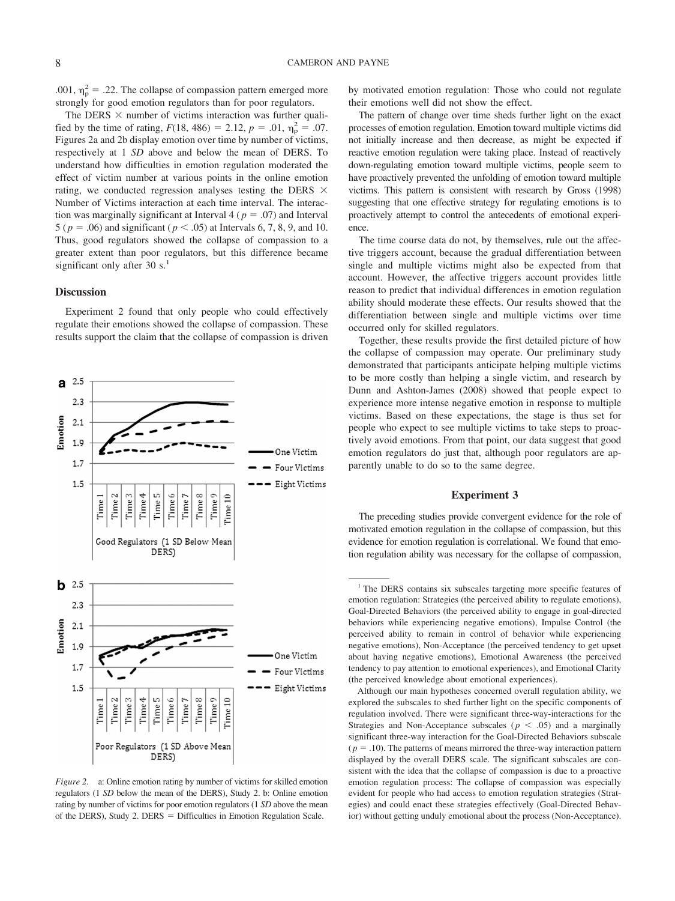.001, $\eta_p^2 = .22$. The collapse of compassion pattern emerged more strongly for good emotion regulators than for poor regulators.

The DERS × number of victims interaction was further qualified by the time of rating, $F(18, 486) = 2.12$, $p = .01$, $\eta_p^2 = .07$. Figures 2a and 2b display emotion over time by number of victims, respectively at 1 *SD* above and below the mean of DERS. To understand how difficulties in emotion regulation moderated the effect of victim number at various points in the online emotion rating, we conducted regression analyses testing the DERS × Number of Victims interaction at each time interval. The interaction was marginally significant at Interval 4 ($p = .07$) and Interval 5 ($p = .06$) and significant ($p < .05$) at Intervals 6, 7, 8, 9, and 10. Thus, good regulators showed the collapse of compassion to a greater extent than poor regulators, but this difference became significant only after 30 s.[1]

### Discussion

Experiment 2 found that only people who could effectively regulate their emotions showed the collapse of compassion. These results support the claim that the collapse of compassion is driven by motivated emotion regulation: Those who could not regulate their emotions well did not show the effect.

The pattern of change over time sheds further light on the exact processes of emotion regulation. Emotion toward multiple victims did not initially increase and then decrease, as might be expected if reactive emotion regulation were taking place. Instead of reactively down-regulating emotion toward multiple victims, people seem to have proactively prevented the unfolding of emotion toward multiple victims. This pattern is consistent with research by Gross (1998) suggesting that one effective strategy for regulating emotions is to proactively attempt to control the antecedents of emotional experience.

The time course data do not, by themselves, rule out the affective triggers account, because the gradual differentiation between single and multiple victims might also be expected from that account. However, the affective triggers account provides little reason to predict that individual differences in emotion regulation ability should moderate these effects. Our results showed that the differentiation between single and multiple victims over time occurred only for skilled regulators.

Together, these results provide the first detailed picture of how the collapse of compassion may operate. Our preliminary study demonstrated that participants anticipate helping multiple victims to be more costly than helping a single victim, and research by Dunn and Ashton-James (2008) showed that people expect to experience more intense negative emotion in response to multiple victims. Based on these expectations, the stage is thus set for people who expect to see multiple victims to take steps to proactively avoid emotions. From that point, our data suggest that good emotion regulators do just that, although poor regulators are apparently unable to do so to the same degree.

*Figure 2.* a: Online emotion rating by number of victims for skilled emotion regulators (1 *SD* below the mean of the DERS), Study 2. b: Online emotion rating by number of victims for poor emotion regulators (1 *SD* above the mean of the DERS), Study 2. DERS = Difficulties in Emotion Regulation Scale.

## Experiment 3

The preceding studies provide convergent evidence for the role of motivated emotion regulation in the collapse of compassion, but this evidence for emotion regulation is correlational. We found that emotion regulation ability was necessary for the collapse of compassion,

[1] The DERS contains six subscales targeting more specific features of emotion regulation: Strategies (the perceived ability to regulate emotions), Goal-Directed Behaviors (the perceived ability to engage in goal-directed behaviors while experiencing negative emotions), Impulse Control (the perceived ability to remain in control of behavior while experiencing negative emotions), Non-Acceptance (the perceived tendency to get upset about having negative emotions), Emotional Awareness (the perceived tendency to pay attention to emotional experiences), and Emotional Clarity (the perceived knowledge about emotional experiences).

Although our main hypotheses concerned overall regulation ability, we explored the subscales to shed further light on the specific components of regulation involved. There were significant three-way-interactions for the Strategies and Non-Acceptance subscales ($p < .05$) and a marginally significant three-way interaction for the Goal-Directed Behaviors subscale ($p = .10$). The patterns of means mirrored the three-way interaction pattern displayed by the overall DERS scale. The significant subscales are consistent with the idea that the collapse of compassion is due to a proactive emotion regulation process: The collapse of compassion was especially evident for people who had access to emotion regulation strategies (Strategies) and could enact these strategies effectively (Goal-Directed Behavior) without getting unduly emotional about the process (Non-Acceptance).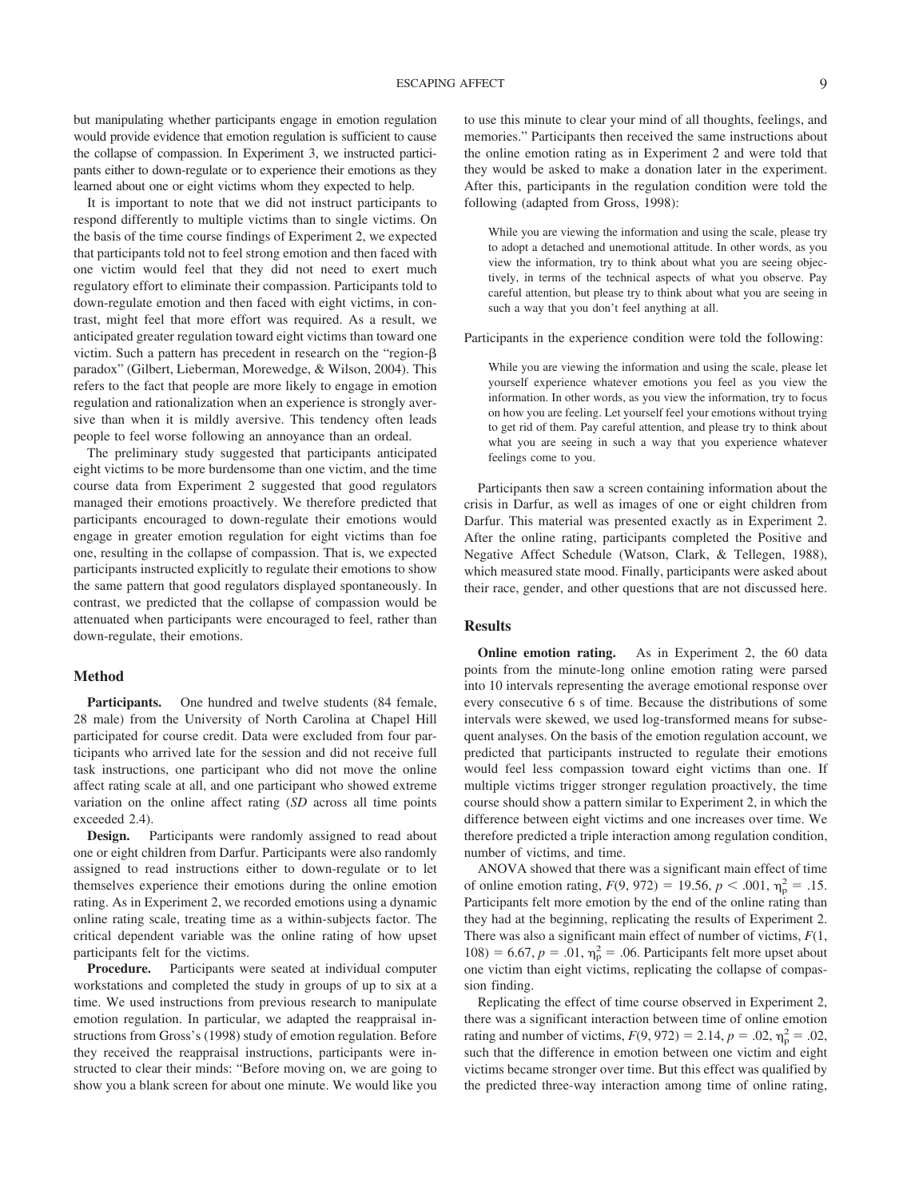but manipulating whether participants engage in emotion regulation would provide evidence that emotion regulation is sufficient to cause the collapse of compassion. In Experiment 3, we instructed participants either to down-regulate or to experience their emotions as they learned about one or eight victims whom they expected to help.

It is important to note that we did not instruct participants to respond differently to multiple victims than to single victims. On the basis of the time course findings of Experiment 2, we expected that participants told not to feel strong emotion and then faced with one victim would feel that they did not need to exert much regulatory effort to eliminate their compassion. Participants told to down-regulate emotion and then faced with eight victims, in contrast, might feel that more effort was required. As a result, we anticipated greater regulation toward eight victims than toward one victim. Such a pattern has precedent in research on the "region-β paradox" (Gilbert, Lieberman, Morewedge, & Wilson, 2004). This refers to the fact that people are more likely to engage in emotion regulation and rationalization when an experience is strongly aversive than when it is mildly aversive. This tendency often leads people to feel worse following an annoyance than an ordeal.

The preliminary study suggested that participants anticipated eight victims to be more burdensome than one victim, and the time course data from Experiment 2 suggested that good regulators managed their emotions proactively. We therefore predicted that participants encouraged to down-regulate their emotions would engage in greater emotion regulation for eight victims than foe one, resulting in the collapse of compassion. That is, we expected participants instructed explicitly to regulate their emotions to show the same pattern that good regulators displayed spontaneously. In contrast, we predicted that the collapse of compassion would be attenuated when participants were encouraged to feel, rather than down-regulate, their emotions.

## Method

**Participants.** One hundred and twelve students (84 female, 28 male) from the University of North Carolina at Chapel Hill participated for course credit. Data were excluded from four participants who arrived late for the session and did not receive full task instructions, one participant who did not move the online affect rating scale at all, and one participant who showed extreme variation on the online affect rating (*SD* across all time points exceeded 2.4).

**Design.** Participants were randomly assigned to read about one or eight children from Darfur. Participants were also randomly assigned to read instructions either to down-regulate or to let themselves experience their emotions during the online emotion rating. As in Experiment 2, we recorded emotions using a dynamic online rating scale, treating time as a within-subjects factor. The critical dependent variable was the online rating of how upset participants felt for the victims.

**Procedure.** Participants were seated at individual computer workstations and completed the study in groups of up to six at a time. We used instructions from previous research to manipulate emotion regulation. In particular, we adapted the reappraisal instructions from Gross's (1998) study of emotion regulation. Before they received the reappraisal instructions, participants were instructed to clear their minds: "Before moving on, we are going to show you a blank screen for about one minute. We would like you to use this minute to clear your mind of all thoughts, feelings, and memories." Participants then received the same instructions about the online emotion rating as in Experiment 2 and were told that they would be asked to make a donation later in the experiment. After this, participants in the regulation condition were told the following (adapted from Gross, 1998):

> While you are viewing the information and using the scale, please try to adopt a detached and unemotional attitude. In other words, as you view the information, try to think about what you are seeing objectively, in terms of the technical aspects of what you observe. Pay careful attention, but please try to think about what you are seeing in such a way that you don't feel anything at all.

Participants in the experience condition were told the following:

> While you are viewing the information and using the scale, please let yourself experience whatever emotions you feel as you view the information. In other words, as you view the information, try to focus on how you are feeling. Let yourself feel your emotions without trying to get rid of them. Pay careful attention, and please try to think about what you are seeing in such a way that you experience whatever feelings come to you.

Participants then saw a screen containing information about the crisis in Darfur, as well as images of one or eight children from Darfur. This material was presented exactly as in Experiment 2. After the online rating, participants completed the Positive and Negative Affect Schedule (Watson, Clark, & Tellegen, 1988), which measured state mood. Finally, participants were asked about their race, gender, and other questions that are not discussed here.

## Results

**Online emotion rating.** As in Experiment 2, the 60 data points from the minute-long online emotion rating were parsed into 10 intervals representing the average emotional response over every consecutive 6 s of time. Because the distributions of some intervals were skewed, we used log-transformed means for subsequent analyses. On the basis of the emotion regulation account, we predicted that participants instructed to regulate their emotions would feel less compassion toward eight victims than one. If multiple victims trigger stronger regulation proactively, the time course should show a pattern similar to Experiment 2, in which the difference between eight victims and one increases over time. We therefore predicted a triple interaction among regulation condition, number of victims, and time.

ANOVA showed that there was a significant main effect of time of online emotion rating, $F(9, 972) = 19.56$, $p < .001$, $\eta_p^2 = .15$. Participants felt more emotion by the end of the online rating than they had at the beginning, replicating the results of Experiment 2. There was also a significant main effect of number of victims, $F(1, 108) = 6.67$, $p = .01$, $\eta_p^2 = .06$. Participants felt more upset about one victim than eight victims, replicating the collapse of compassion finding.

Replicating the effect of time course observed in Experiment 2, there was a significant interaction between time of online emotion rating and number of victims, $F(9, 972) = 2.14$, $p = .02$, $\eta_p^2 = .02$, such that the difference in emotion between one victim and eight victims became stronger over time. But this effect was qualified by the predicted three-way interaction among time of online rating,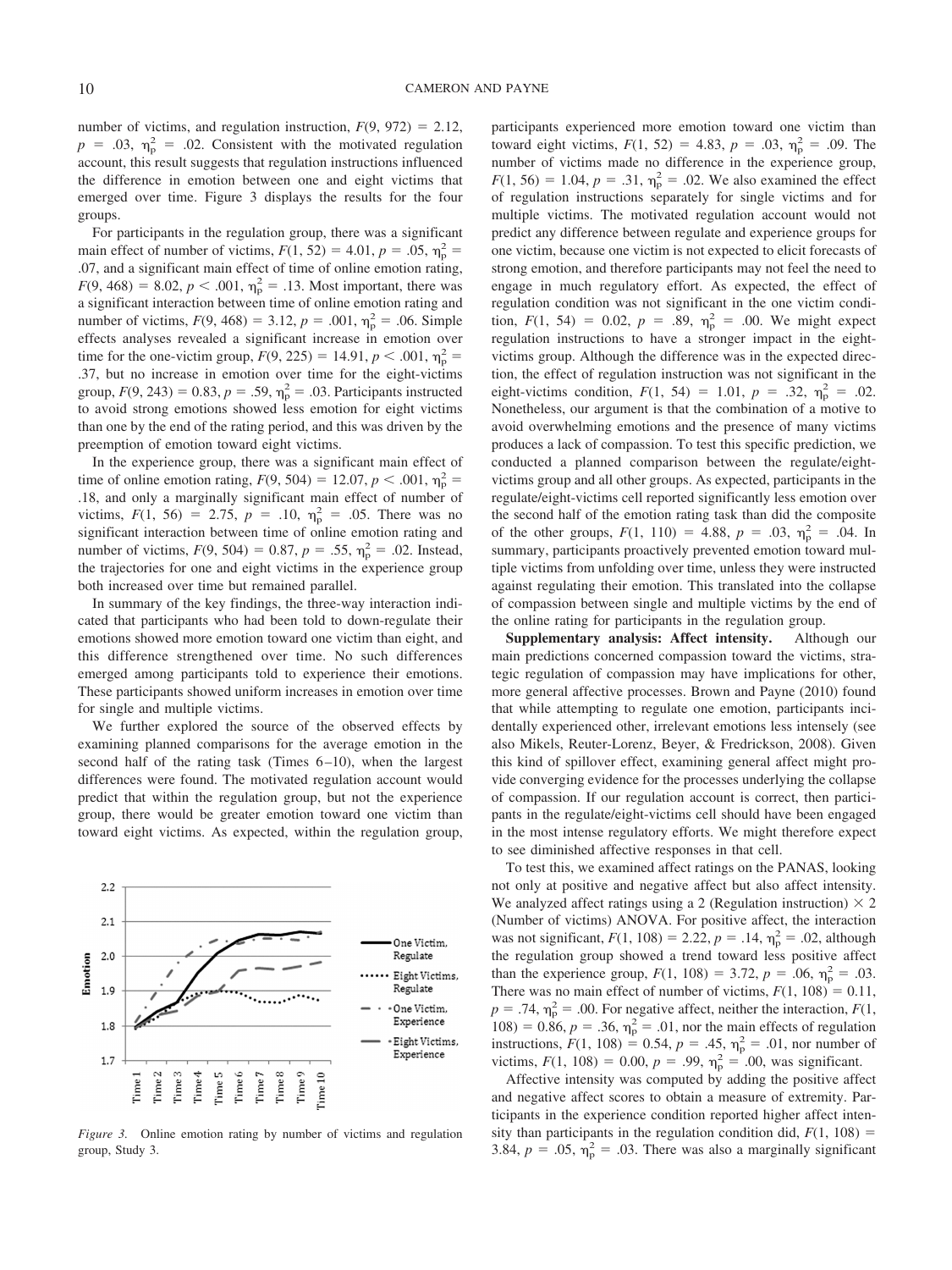number of victims, and regulation instruction, $F(9, 972) = 2.12$, $p = .03$, $\eta_p^2 = .02$. Consistent with the motivated regulation account, this result suggests that regulation instructions influenced the difference in emotion between one and eight victims that emerged over time. Figure 3 displays the results for the four groups.

For participants in the regulation group, there was a significant main effect of number of victims, $F(1, 52) = 4.01$, $p = .05$, $\eta_p^2 = .07$, and a significant main effect of time of online emotion rating, $F(9, 468) = 8.02$, $p < .001$, $\eta_p^2 = .13$. Most important, there was a significant interaction between time of online emotion rating and number of victims, $F(9, 468) = 3.12$, $p = .001$, $\eta_p^2 = .06$. Simple effects analyses revealed a significant increase in emotion over time for the one-victim group, $F(9, 225) = 14.91$, $p < .001$, $\eta_p^2 = .37$, but no increase in emotion over time for the eight-victims group, $F(9, 243) = 0.83$, $p = .59$, $\eta_p^2 = .03$. Participants instructed to avoid strong emotions showed less emotion for eight victims than one by the end of the rating period, and this was driven by the preemption of emotion toward eight victims.

In the experience group, there was a significant main effect of time of online emotion rating, $F(9, 504) = 12.07$, $p < .001$, $\eta_p^2 = .18$, and only a marginally significant main effect of number of victims, $F(1, 56) = 2.75$, $p = .10$, $\eta_p^2 = .05$. There was no significant interaction between time of online emotion rating and number of victims, $F(9, 504) = 0.87$, $p = .55$, $\eta_p^2 = .02$. Instead, the trajectories for one and eight victims in the experience group both increased over time but remained parallel.

In summary of the key findings, the three-way interaction indicated that participants who had been told to down-regulate their emotions showed more emotion toward one victim than eight, and this difference strengthened over time. No such differences emerged among participants told to experience their emotions. These participants showed uniform increases in emotion over time for single and multiple victims.

We further explored the source of the observed effects by examining planned comparisons for the average emotion in the second half of the rating task (Times 6–10), when the largest differences were found. The motivated regulation account would predict that within the regulation group, but not the experience group, there would be greater emotion toward one victim than toward eight victims. As expected, within the regulation group, participants experienced more emotion toward one victim than toward eight victims, $F(1, 52) = 4.83$, $p = .03$, $\eta_p^2 = .09$. The number of victims made no difference in the experience group, $F(1, 56) = 1.04$, $p = .31$, $\eta_p^2 = .02$. We also examined the effect of regulation instructions separately for single victims and for multiple victims. The motivated regulation account would not predict any difference between regulate and experience groups for one victim, because one victim is not expected to elicit forecasts of strong emotion, and therefore participants may not feel the need to engage in much regulatory effort. As expected, the effect of regulation condition was not significant in the one victim condition, $F(1, 54) = 0.02$, $p = .89$, $\eta_p^2 = .00$. We might expect regulation instructions to have a stronger impact in the eight-victims group. Although the difference was in the expected direction, the effect of regulation instruction was not significant in the eight-victims condition, $F(1, 54) = 1.01$, $p = .32$, $\eta_p^2 = .02$. Nonetheless, our argument is that the combination of a motive to avoid overwhelming emotions and the presence of many victims produces a lack of compassion. To test this specific prediction, we conducted a planned comparison between the regulate/eight-victims group and all other groups. As expected, participants in the regulate/eight-victims cell reported significantly less emotion over the second half of the emotion rating task than did the composite of the other groups, $F(1, 110) = 4.88$, $p = .03$, $\eta_p^2 = .04$. In summary, participants proactively prevented emotion toward multiple victims from unfolding over time, unless they were instructed against regulating their emotion. This translated into the collapse of compassion between single and multiple victims by the end of the online rating for participants in the regulation group.

**Supplementary analysis: Affect intensity.** Although our main predictions concerned compassion toward the victims, strategic regulation of compassion may have implications for other, more general affective processes. Brown and Payne (2010) found that while attempting to regulate one emotion, participants incidentally experienced other, irrelevant emotions less intensely (see also Mikels, Reuter-Lorenz, Beyer, & Fredrickson, 2008). Given this kind of spillover effect, examining general affect might provide converging evidence for the processes underlying the collapse of compassion. If our regulation account is correct, then participants in the regulate/eight-victims cell should have been engaged in the most intense regulatory efforts. We might therefore expect to see diminished affective responses in that cell.

To test this, we examined affect ratings on the PANAS, looking not only at positive and negative affect but also affect intensity. We analyzed affect ratings using a 2 (Regulation instruction) × 2 (Number of victims) ANOVA. For positive affect, the interaction was not significant, $F(1, 108) = 2.22$, $p = .14$, $\eta_p^2 = .02$, although the regulation group showed a trend toward less positive affect than the experience group, $F(1, 108) = 3.72$, $p = .06$, $\eta_p^2 = .03$. There was no main effect of number of victims, $F(1, 108) = 0.11$, $p = .74$, $\eta_p^2 = .00$. For negative affect, neither the interaction, $F(1, 108) = 0.86$, $p = .36$, $\eta_p^2 = .01$, nor the main effects of regulation instructions, $F(1, 108) = 0.54$, $p = .45$, $\eta_p^2 = .01$, nor number of victims, $F(1, 108) = 0.00$, $p = .99$, $\eta_p^2 = .00$, was significant.

Affective intensity was computed by adding the positive affect and negative affect scores to obtain a measure of extremity. Participants in the experience condition reported higher affect intensity than participants in the regulation condition did, $F(1, 108) = 3.84$, $p = .05$, $\eta_p^2 = .03$. There was also a marginally significant

*Figure 3.* Online emotion rating by number of victims and regulation group, Study 3.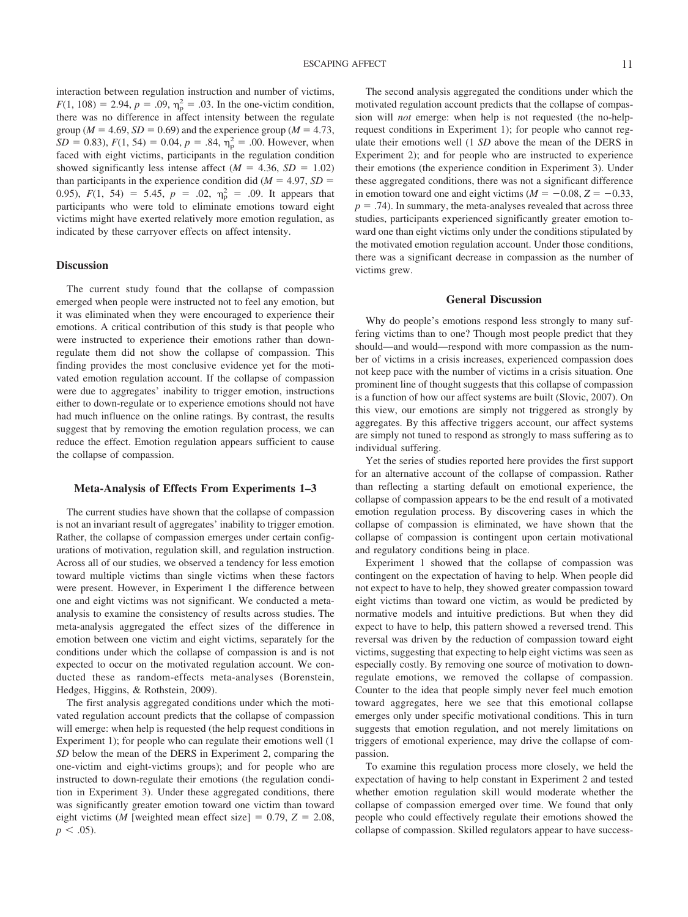interaction between regulation instruction and number of victims, $F(1, 108) = 2.94$, $p = .09$, $\eta_p^2 = .03$. In the one-victim condition, there was no difference in affect intensity between the regulate group ($M = 4.69$, $SD = 0.69$) and the experience group ($M = 4.73$, $SD = 0.83$), $F(1, 54) = 0.04$, $p = .84$, $\eta_p^2 = .00$. However, when faced with eight victims, participants in the regulation condition showed significantly less intense affect ($M = 4.36$, $SD = 1.02$) than participants in the experience condition did ($M = 4.97$, $SD = 0.95$), $F(1, 54) = 5.45$, $p = .02$, $\eta_p^2 = .09$. It appears that participants who were told to eliminate emotions toward eight victims might have exerted relatively more emotion regulation, as indicated by these carryover effects on affect intensity.

### Discussion

The current study found that the collapse of compassion emerged when people were instructed not to feel any emotion, but it was eliminated when they were encouraged to experience their emotions. A critical contribution of this study is that people who were instructed to experience their emotions rather than down-regulate them did not show the collapse of compassion. This finding provides the most conclusive evidence yet for the motivated emotion regulation account. If the collapse of compassion were due to aggregates' inability to trigger emotion, instructions either to down-regulate or to experience emotions should not have had much influence on the online ratings. By contrast, the results suggest that by removing the emotion regulation process, we can reduce the effect. Emotion regulation appears sufficient to cause the collapse of compassion.

## Meta-Analysis of Effects From Experiments 1–3

The current studies have shown that the collapse of compassion is not an invariant result of aggregates' inability to trigger emotion. Rather, the collapse of compassion emerges under certain configurations of motivation, regulation skill, and regulation instruction. Across all of our studies, we observed a tendency for less emotion toward multiple victims than single victims when these factors were present. However, in Experiment 1 the difference between one and eight victims was not significant. We conducted a meta-analysis to examine the consistency of results across studies. The meta-analysis aggregated the effect sizes of the difference in emotion between one victim and eight victims, separately for the conditions under which the collapse of compassion is and is not expected to occur on the motivated regulation account. We conducted these as random-effects meta-analyses (Borenstein, Hedges, Higgins, & Rothstein, 2009).

The first analysis aggregated conditions under which the motivated regulation account predicts that the collapse of compassion will emerge: when help is requested (the help request conditions in Experiment 1); for people who can regulate their emotions well (1 *SD* below the mean of the DERS in Experiment 2, comparing the one-victim and eight-victims groups); and for people who are instructed to down-regulate their emotions (the regulation condition in Experiment 3). Under these aggregated conditions, there was significantly greater emotion toward one victim than toward eight victims ($M$ [weighted mean effect size] $= 0.79$, $Z = 2.08$, $p < .05$).

The second analysis aggregated the conditions under which the motivated regulation account predicts that the collapse of compassion will *not* emerge: when help is not requested (the no-help-request conditions in Experiment 1); for people who cannot regulate their emotions well (1 *SD* above the mean of the DERS in Experiment 2); and for people who are instructed to experience their emotions (the experience condition in Experiment 3). Under these aggregated conditions, there was not a significant difference in emotion toward one and eight victims ($M = -0.08$, $Z = -0.33$, $p = .74$). In summary, the meta-analyses revealed that across three studies, participants experienced significantly greater emotion toward one than eight victims only under the conditions stipulated by the motivated emotion regulation account. Under those conditions, there was a significant decrease in compassion as the number of victims grew.

## General Discussion

Why do people's emotions respond less strongly to many suffering victims than to one? Though most people predict that they should—and would—respond with more compassion as the number of victims in a crisis increases, experienced compassion does not keep pace with the number of victims in a crisis situation. One prominent line of thought suggests that this collapse of compassion is a function of how our affect systems are built (Slovic, 2007). On this view, our emotions are simply not triggered as strongly by aggregates. By this affective triggers account, our affect systems are simply not tuned to respond as strongly to mass suffering as to individual suffering.

Yet the series of studies reported here provides the first support for an alternative account of the collapse of compassion. Rather than reflecting a starting default on emotional experience, the collapse of compassion appears to be the end result of a motivated emotion regulation process. By discovering cases in which the collapse of compassion is eliminated, we have shown that the collapse of compassion is contingent upon certain motivational and regulatory conditions being in place.

Experiment 1 showed that the collapse of compassion was contingent on the expectation of having to help. When people did not expect to have to help, they showed greater compassion toward eight victims than toward one victim, as would be predicted by normative models and intuitive predictions. But when they did expect to have to help, this pattern showed a reversed trend. This reversal was driven by the reduction of compassion toward eight victims, suggesting that expecting to help eight victims was seen as especially costly. By removing one source of motivation to down-regulate emotions, we removed the collapse of compassion. Counter to the idea that people simply never feel much emotion toward aggregates, here we see that this emotional collapse emerges only under specific motivational conditions. This in turn suggests that emotion regulation, and not merely limitations on triggers of emotional experience, may drive the collapse of compassion.

To examine this regulation process more closely, we held the expectation of having to help constant in Experiment 2 and tested whether emotion regulation skill would moderate whether the collapse of compassion emerged over time. We found that only people who could effectively regulate their emotions showed the collapse of compassion. Skilled regulators appear to have success-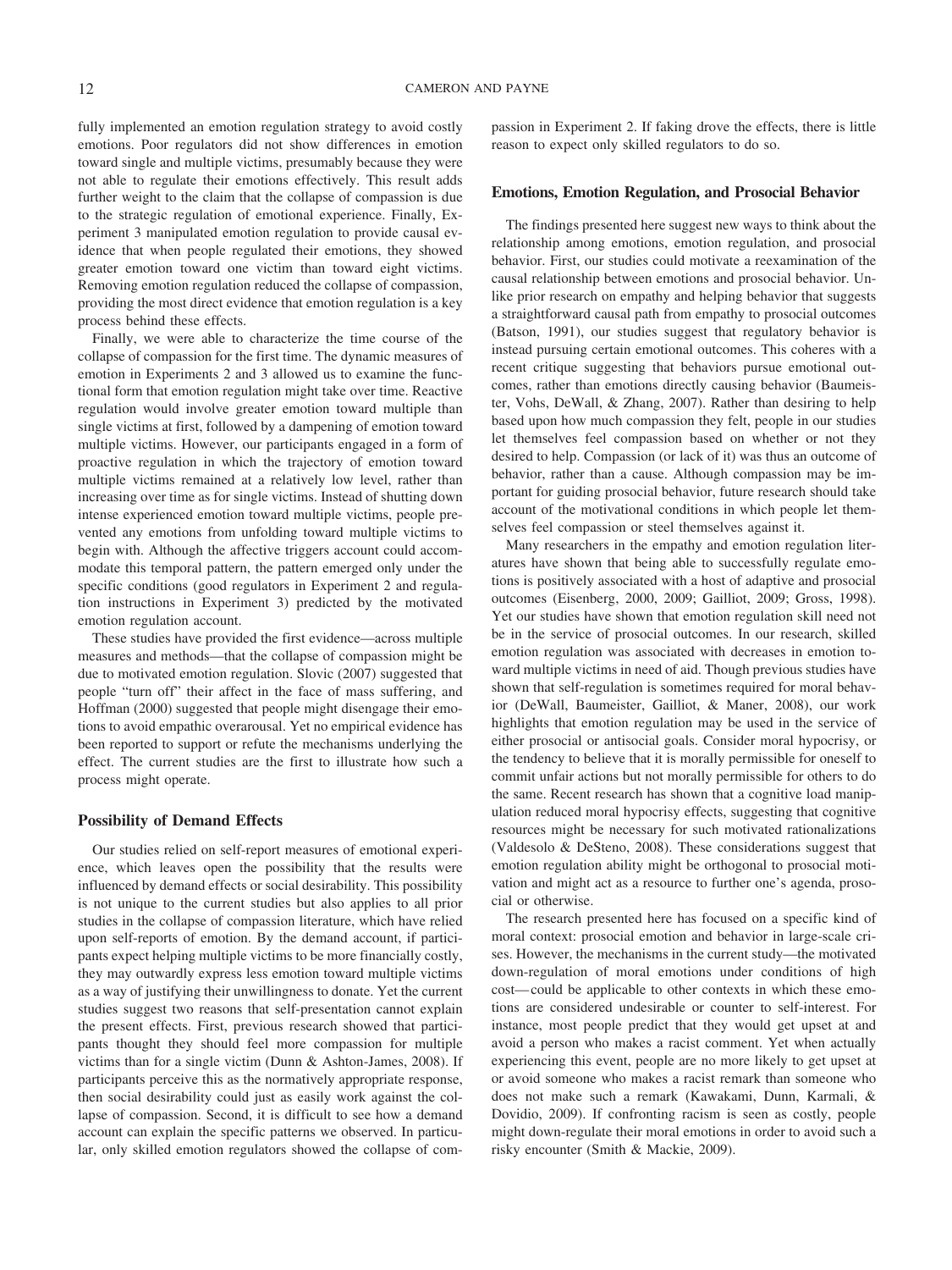fully implemented an emotion regulation strategy to avoid costly emotions. Poor regulators did not show differences in emotion toward single and multiple victims, presumably because they were not able to regulate their emotions effectively. This result adds further weight to the claim that the collapse of compassion is due to the strategic regulation of emotional experience. Finally, Experiment 3 manipulated emotion regulation to provide causal evidence that when people regulated their emotions, they showed greater emotion toward one victim than toward eight victims. Removing emotion regulation reduced the collapse of compassion, providing the most direct evidence that emotion regulation is a key process behind these effects.

Finally, we were able to characterize the time course of the collapse of compassion for the first time. The dynamic measures of emotion in Experiments 2 and 3 allowed us to examine the functional form that emotion regulation might take over time. Reactive regulation would involve greater emotion toward multiple than single victims at first, followed by a dampening of emotion toward multiple victims. However, our participants engaged in a form of proactive regulation in which the trajectory of emotion toward multiple victims remained at a relatively low level, rather than increasing over time as for single victims. Instead of shutting down intense experienced emotion toward multiple victims, people prevented any emotions from unfolding toward multiple victims to begin with. Although the affective triggers account could accommodate this temporal pattern, the pattern emerged only under the specific conditions (good regulators in Experiment 2 and regulation instructions in Experiment 3) predicted by the motivated emotion regulation account.

These studies have provided the first evidence—across multiple measures and methods—that the collapse of compassion might be due to motivated emotion regulation. Slovic (2007) suggested that people "turn off" their affect in the face of mass suffering, and Hoffman (2000) suggested that people might disengage their emotions to avoid empathic overarousal. Yet no empirical evidence has been reported to support or refute the mechanisms underlying the effect. The current studies are the first to illustrate how such a process might operate.

## Possibility of Demand Effects

Our studies relied on self-report measures of emotional experience, which leaves open the possibility that the results were influenced by demand effects or social desirability. This possibility is not unique to the current studies but also applies to all prior studies in the collapse of compassion literature, which have relied upon self-reports of emotion. By the demand account, if participants expect helping multiple victims to be more financially costly, they may outwardly express less emotion toward multiple victims as a way of justifying their unwillingness to donate. Yet the current studies suggest two reasons that self-presentation cannot explain the present effects. First, previous research showed that participants thought they should feel more compassion for multiple victims than for a single victim (Dunn & Ashton-James, 2008). If participants perceive this as the normatively appropriate response, then social desirability could just as easily work against the collapse of compassion. Second, it is difficult to see how a demand account can explain the specific patterns we observed. In particular, only skilled emotion regulators showed the collapse of compassion in Experiment 2. If faking drove the effects, there is little reason to expect only skilled regulators to do so.

## Emotions, Emotion Regulation, and Prosocial Behavior

The findings presented here suggest new ways to think about the relationship among emotions, emotion regulation, and prosocial behavior. First, our studies could motivate a reexamination of the causal relationship between emotions and prosocial behavior. Unlike prior research on empathy and helping behavior that suggests a straightforward causal path from empathy to prosocial outcomes (Batson, 1991), our studies suggest that regulatory behavior is instead pursuing certain emotional outcomes. This coheres with a recent critique suggesting that behaviors pursue emotional outcomes, rather than emotions directly causing behavior (Baumeister, Vohs, DeWall, & Zhang, 2007). Rather than desiring to help based upon how much compassion they felt, people in our studies let themselves feel compassion based on whether or not they desired to help. Compassion (or lack of it) was thus an outcome of behavior, rather than a cause. Although compassion may be important for guiding prosocial behavior, future research should take account of the motivational conditions in which people let themselves feel compassion or steel themselves against it.

Many researchers in the empathy and emotion regulation literatures have shown that being able to successfully regulate emotions is positively associated with a host of adaptive and prosocial outcomes (Eisenberg, 2000, 2009; Gailliot, 2009; Gross, 1998). Yet our studies have shown that emotion regulation skill need not be in the service of prosocial outcomes. In our research, skilled emotion regulation was associated with decreases in emotion toward multiple victims in need of aid. Though previous studies have shown that self-regulation is sometimes required for moral behavior (DeWall, Baumeister, Gailliot, & Maner, 2008), our work highlights that emotion regulation may be used in the service of either prosocial or antisocial goals. Consider moral hypocrisy, or the tendency to believe that it is morally permissible for oneself to commit unfair actions but not morally permissible for others to do the same. Recent research has shown that a cognitive load manipulation reduced moral hypocrisy effects, suggesting that cognitive resources might be necessary for such motivated rationalizations (Valdesolo & DeSteno, 2008). These considerations suggest that emotion regulation ability might be orthogonal to prosocial motivation and might act as a resource to further one's agenda, prosocial or otherwise.

The research presented here has focused on a specific kind of moral context: prosocial emotion and behavior in large-scale crises. However, the mechanisms in the current study—the motivated down-regulation of moral emotions under conditions of high cost—could be applicable to other contexts in which these emotions are considered undesirable or counter to self-interest. For instance, most people predict that they would get upset at and avoid a person who makes a racist comment. Yet when actually experiencing this event, people are no more likely to get upset at or avoid someone who makes a racist remark than someone who does not make such a remark (Kawakami, Dunn, Karmali, & Dovidio, 2009). If confronting racism is seen as costly, people might down-regulate their moral emotions in order to avoid such a risky encounter (Smith & Mackie, 2009).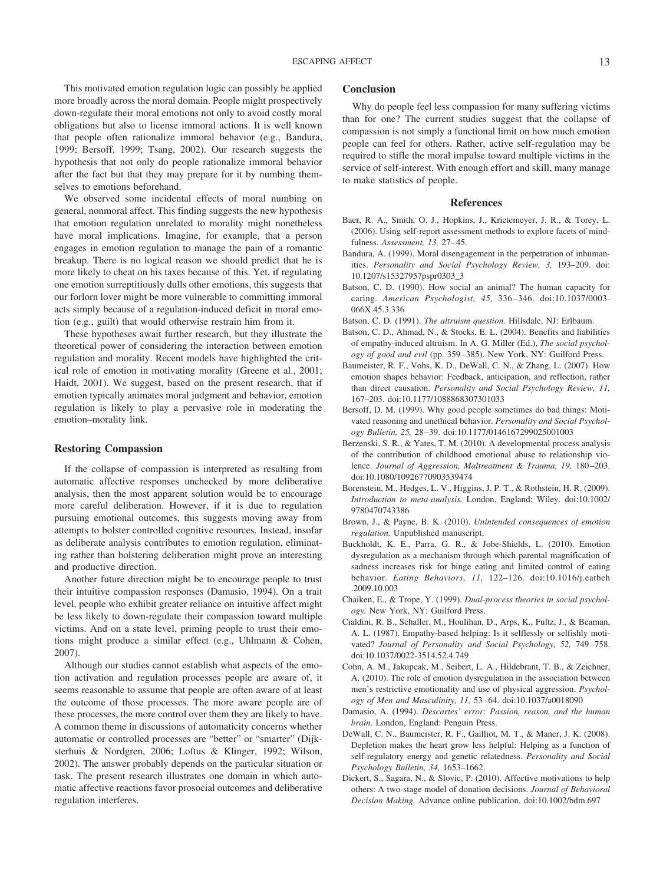This motivated emotion regulation logic can possibly be applied more broadly across the moral domain. People might prospectively down-regulate their moral emotions not only to avoid costly moral obligations but also to license immoral actions. It is well known that people often rationalize immoral behavior (e.g., Bandura, 1999; Bersoff, 1999; Tsang, 2002). Our research suggests the hypothesis that not only do people rationalize immoral behavior after the fact but that they may prepare for it by numbing themselves to emotions beforehand.

We observed some incidental effects of moral numbing on general, nonmoral affect. This finding suggests the new hypothesis that emotion regulation unrelated to morality might nonetheless have moral implications. Imagine, for example, that a person engages in emotion regulation to manage the pain of a romantic breakup. There is no logical reason we should predict that he is more likely to cheat on his taxes because of this. Yet, if regulating one emotion surreptitiously dulls other emotions, this suggests that our forlorn lover might be more vulnerable to committing immoral acts simply because of a regulation-induced deficit in moral emotion (e.g., guilt) that would otherwise restrain him from it.

These hypotheses await further research, but they illustrate the theoretical power of considering the interaction between emotion regulation and morality. Recent models have highlighted the critical role of emotion in motivating morality (Greene et al., 2001; Haidt, 2001). We suggest, based on the present research, that if emotion typically animates moral judgment and behavior, emotion regulation is likely to play a pervasive role in moderating the emotion–morality link.

### Restoring Compassion

If the collapse of compassion is interpreted as resulting from automatic affective responses unchecked by more deliberative analysis, then the most apparent solution would be to encourage more careful deliberation. However, if it is due to regulation pursuing emotional outcomes, this suggests moving away from attempts to bolster controlled cognitive resources. Instead, insofar as deliberate analysis contributes to emotion regulation, eliminating rather than bolstering deliberation might prove an interesting and productive direction.

Another future direction might be to encourage people to trust their intuitive compassion responses (Damasio, 1994). On a trait level, people who exhibit greater reliance on intuitive affect might be less likely to down-regulate their compassion toward multiple victims. And on a state level, priming people to trust their emotions might produce a similar effect (e.g., Uhlmann & Cohen, 2007).

Although our studies cannot establish what aspects of the emotion activation and regulation processes people are aware of, it seems reasonable to assume that people are often aware of at least the outcome of those processes. The more aware people are of these processes, the more control over them they are likely to have. A common theme in discussions of automaticity concerns whether automatic or controlled processes are "better" or "smarter" (Dijksterhuis & Nordgren, 2006; Loftus & Klinger, 1992; Wilson, 2002). The answer probably depends on the particular situation or task. The present research illustrates one domain in which automatic affective reactions favor prosocial outcomes and deliberative regulation interferes.

## Conclusion

Why do people feel less compassion for many suffering victims than for one? The current studies suggest that the collapse of compassion is not simply a functional limit on how much emotion people can feel for others. Rather, active self-regulation may be required to stifle the moral impulse toward multiple victims in the service of self-interest. With enough effort and skill, many manage to make statistics of people.

## References

Baer, R. A., Smith, O. J., Hopkins, J., Krietemeyer, J. R., & Torey, L. (2006). Using self-report assessment methods to explore facets of mindfulness. *Assessment, 13,* 27–45.

Bandura, A. (1999). Moral disengagement in the perpetration of inhumanities. *Personality and Social Psychology Review, 3,* 193–209. doi:10.1207/s15327957pspr0303_3

Batson, C. D. (1990). How social an animal? The human capacity for caring. *American Psychologist, 45,* 336–346. doi:10.1037/0003-066X.45.3.336

Batson, C. D. (1991). *The altruism question.* Hillsdale, NJ: Erlbaum.

Batson, C. D., Ahmad, N., & Stocks, E. L. (2004). Benefits and liabilities of empathy-induced altruism. In A. G. Miller (Ed.), *The social psychology of good and evil* (pp. 359–385). New York, NY: Guilford Press.

Baumeister, R. F., Vohs, K. D., DeWall, C. N., & Zhang, L. (2007). How emotion shapes behavior: Feedback, anticipation, and reflection, rather than direct causation. *Personality and Social Psychology Review, 11,* 167–203. doi:10.1177/1088868307301033

Bersoff, D. M. (1999). Why good people sometimes do bad things: Motivated reasoning and unethical behavior. *Personality and Social Psychology Bulletin, 25,* 28–39. doi:10.1177/0146167299025001003

Berzenski, S. R., & Yates, T. M. (2010). A developmental process analysis of the contribution of childhood emotional abuse to relationship violence. *Journal of Aggression, Maltreatment & Trauma, 19,* 180–203. doi:10.1080/10926770903539474

Borenstein, M., Hedges, L. V., Higgins, J. P. T., & Rothstein, H. R. (2009). *Introduction to meta-analysis.* London, England: Wiley. doi:10.1002/9780470743386

Brown, J., & Payne, B. K. (2010). *Unintended consequences of emotion regulation.* Unpublished manuscript.

Buckholdt, K. E., Parra, G. R., & Jobe-Shields, L. (2010). Emotion dysregulation as a mechanism through which parental magnification of sadness increases risk for binge eating and limited control of eating behavior. *Eating Behaviors, 11,* 122–126. doi:10.1016/j.eatbeh.2009.10.003

Chaiken, E., & Trope, Y. (1999). *Dual-process theories in social psychology.* New York, NY: Guilford Press.

Cialdini, R. B., Schaller, M., Houlihan, D., Arps, K., Fultz, J., & Beaman, A. L. (1987). Empathy-based helping: Is it selflessly or selfishly motivated? *Journal of Personality and Social Psychology, 52,* 749–758. doi:10.1037/0022-3514.52.4.749

Cohn, A. M., Jakupcak, M., Seibert, L. A., Hildebrant, T. B., & Zeichner, A. (2010). The role of emotion dysregulation in the association between men's restrictive emotionality and use of physical aggression. *Psychology of Men and Masculinity, 11,* 53–64. doi:10.1037/a0018090

Damasio, A. (1994). *Descartes' error: Passion, reason, and the human brain*. London, England: Penguin Press.

DeWall, C. N., Baumeister, R. F., Gailliot, M. T., & Maner, J. K. (2008). Depletion makes the heart grow less helpful: Helping as a function of self-regulatory energy and genetic relatedness. *Personality and Social Psychology Bulletin, 34,* 1653–1662.

Dickert, S., Sagara, N., & Slovic, P. (2010). Affective motivations to help others: A two-stage model of donation decisions. *Journal of Behavioral Decision Making.* Advance online publication. doi:10.1002/bdm.697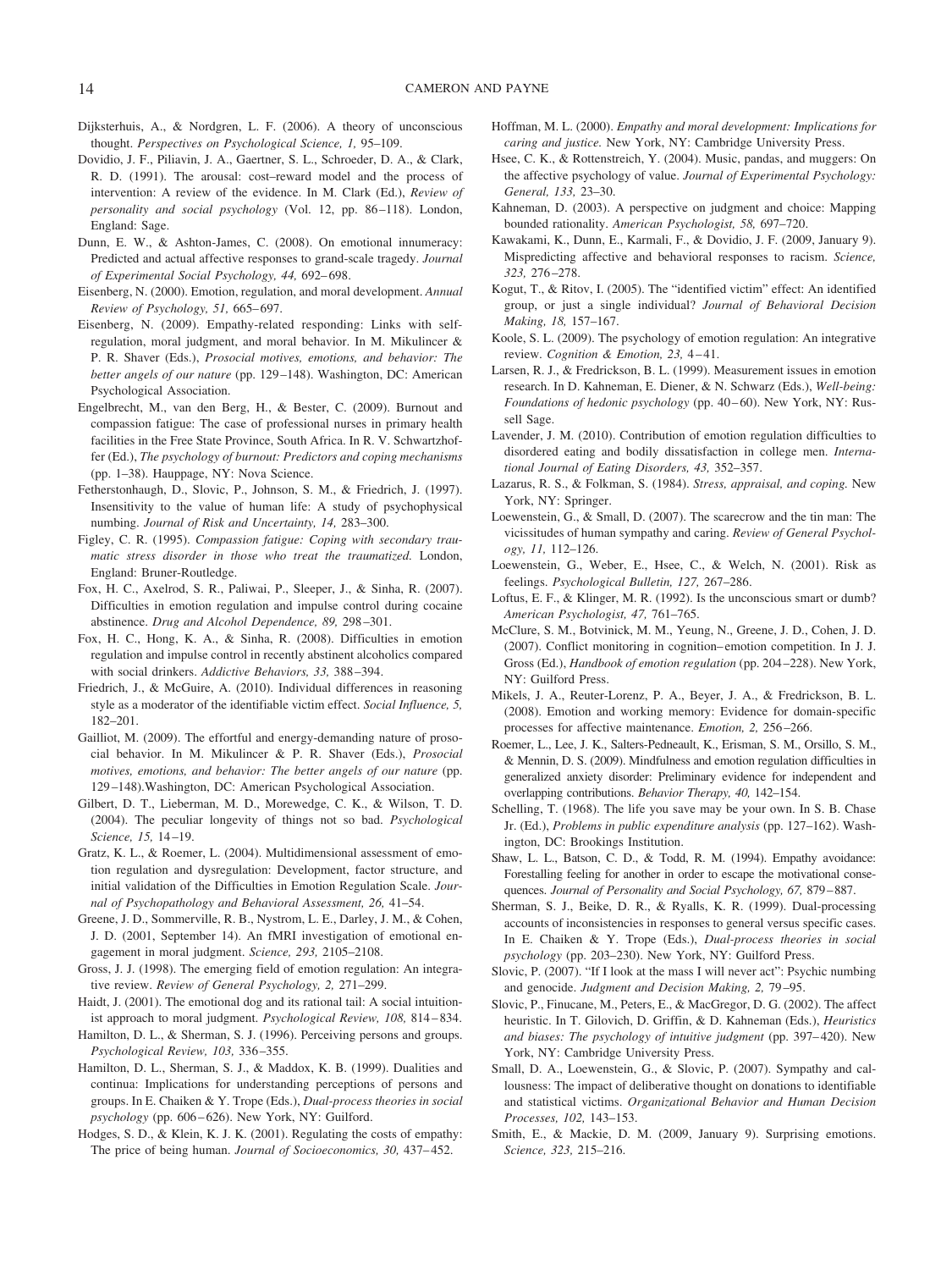Dijksterhuis, A., & Nordgren, L. F. (2006). A theory of unconscious thought. *Perspectives on Psychological Science, 1,* 95–109.

Dovidio, J. F., Piliavin, J. A., Gaertner, S. L., Schroeder, D. A., & Clark, R. D. (1991). The arousal: cost–reward model and the process of intervention: A review of the evidence. In M. Clark (Ed.), *Review of personality and social psychology* (Vol. 12, pp. 86–118). London, England: Sage.

Dunn, E. W., & Ashton-James, C. (2008). On emotional innumeracy: Predicted and actual affective responses to grand-scale tragedy. *Journal of Experimental Social Psychology, 44,* 692–698.

Eisenberg, N. (2000). Emotion, regulation, and moral development. *Annual Review of Psychology, 51,* 665–697.

Eisenberg, N. (2009). Empathy-related responding: Links with self-regulation, moral judgment, and moral behavior. In M. Mikulincer & P. R. Shaver (Eds.), *Prosocial motives, emotions, and behavior: The better angels of our nature* (pp. 129–148). Washington, DC: American Psychological Association.

Engelbrecht, M., van den Berg, H., & Bester, C. (2009). Burnout and compassion fatigue: The case of professional nurses in primary health facilities in the Free State Province, South Africa. In R. V. Schwartzhoffer (Ed.), *The psychology of burnout: Predictors and coping mechanisms* (pp. 1–38). Hauppage, NY: Nova Science.

Fetherstonhaugh, D., Slovic, P., Johnson, S. M., & Friedrich, J. (1997). Insensitivity to the value of human life: A study of psychophysical numbing. *Journal of Risk and Uncertainty, 14,* 283–300.

Figley, C. R. (1995). *Compassion fatigue: Coping with secondary traumatic stress disorder in those who treat the traumatized.* London, England: Bruner-Routledge.

Fox, H. C., Axelrod, S. R., Paliwai, P., Sleeper, J., & Sinha, R. (2007). Difficulties in emotion regulation and impulse control during cocaine abstinence. *Drug and Alcohol Dependence, 89,* 298–301.

Fox, H. C., Hong, K. A., & Sinha, R. (2008). Difficulties in emotion regulation and impulse control in recently abstinent alcoholics compared with social drinkers. *Addictive Behaviors, 33,* 388–394.

Friedrich, J., & McGuire, A. (2010). Individual differences in reasoning style as a moderator of the identifiable victim effect. *Social Influence, 5,* 182–201.

Gailliot, M. (2009). The effortful and energy-demanding nature of prosocial behavior. In M. Mikulincer & P. R. Shaver (Eds.), *Prosocial motives, emotions, and behavior: The better angels of our nature* (pp. 129–148).Washington, DC: American Psychological Association.

Gilbert, D. T., Lieberman, M. D., Morewedge, C. K., & Wilson, T. D. (2004). The peculiar longevity of things not so bad. *Psychological Science, 15,* 14–19.

Gratz, K. L., & Roemer, L. (2004). Multidimensional assessment of emotion regulation and dysregulation: Development, factor structure, and initial validation of the Difficulties in Emotion Regulation Scale. *Journal of Psychopathology and Behavioral Assessment, 26,* 41–54.

Greene, J. D., Sommerville, R. B., Nystrom, L. E., Darley, J. M., & Cohen, J. D. (2001, September 14). An fMRI investigation of emotional engagement in moral judgment. *Science, 293,* 2105–2108.

Gross, J. J. (1998). The emerging field of emotion regulation: An integrative review. *Review of General Psychology, 2,* 271–299.

Haidt, J. (2001). The emotional dog and its rational tail: A social intuitionist approach to moral judgment. *Psychological Review, 108,* 814–834.

Hamilton, D. L., & Sherman, S. J. (1996). Perceiving persons and groups. *Psychological Review, 103,* 336–355.

Hamilton, D. L., Sherman, S. J., & Maddox, K. B. (1999). Dualities and continua: Implications for understanding perceptions of persons and groups. In E. Chaiken & Y. Trope (Eds.), *Dual-process theories in social psychology* (pp. 606–626). New York, NY: Guilford.

Hodges, S. D., & Klein, K. J. K. (2001). Regulating the costs of empathy: The price of being human. *Journal of Socioeconomics, 30,* 437–452.

Hoffman, M. L. (2000). *Empathy and moral development: Implications for caring and justice.* New York, NY: Cambridge University Press.

Hsee, C. K., & Rottenstreich, Y. (2004). Music, pandas, and muggers: On the affective psychology of value. *Journal of Experimental Psychology: General, 133,* 23–30.

Kahneman, D. (2003). A perspective on judgment and choice: Mapping bounded rationality. *American Psychologist, 58,* 697–720.

Kawakami, K., Dunn, E., Karmali, F., & Dovidio, J. F. (2009, January 9). Mispredicting affective and behavioral responses to racism. *Science, 323,* 276–278.

Kogut, T., & Ritov, I. (2005). The "identified victim" effect: An identified group, or just a single individual? *Journal of Behavioral Decision Making, 18,* 157–167.

Koole, S. L. (2009). The psychology of emotion regulation: An integrative review. *Cognition & Emotion, 23,* 4–41.

Larsen, R. J., & Fredrickson, B. L. (1999). Measurement issues in emotion research. In D. Kahneman, E. Diener, & N. Schwarz (Eds.), *Well-being: Foundations of hedonic psychology* (pp. 40–60). New York, NY: Russell Sage.

Lavender, J. M. (2010). Contribution of emotion regulation difficulties to disordered eating and bodily dissatisfaction in college men. *International Journal of Eating Disorders, 43,* 352–357.

Lazarus, R. S., & Folkman, S. (1984). *Stress, appraisal, and coping.* New York, NY: Springer.

Loewenstein, G., & Small, D. (2007). The scarecrow and the tin man: The vicissitudes of human sympathy and caring. *Review of General Psychology, 11,* 112–126.

Loewenstein, G., Weber, E., Hsee, C., & Welch, N. (2001). Risk as feelings. *Psychological Bulletin, 127,* 267–286.

Loftus, E. F., & Klinger, M. R. (1992). Is the unconscious smart or dumb? *American Psychologist, 47,* 761–765.

McClure, S. M., Botvinick, M. M., Yeung, N., Greene, J. D., Cohen, J. D. (2007). Conflict monitoring in cognition–emotion competition. In J. J. Gross (Ed.), *Handbook of emotion regulation* (pp. 204–228). New York, NY: Guilford Press.

Mikels, J. A., Reuter-Lorenz, P. A., Beyer, J. A., & Fredrickson, B. L. (2008). Emotion and working memory: Evidence for domain-specific processes for affective maintenance. *Emotion, 2,* 256–266.

Roemer, L., Lee, J. K., Salters-Pedneault, K., Erisman, S. M., Orsillo, S. M., & Mennin, D. S. (2009). Mindfulness and emotion regulation difficulties in generalized anxiety disorder: Preliminary evidence for independent and overlapping contributions. *Behavior Therapy, 40,* 142–154.

Schelling, T. (1968). The life you save may be your own. In S. B. Chase Jr. (Ed.), *Problems in public expenditure analysis* (pp. 127–162). Washington, DC: Brookings Institution.

Shaw, L. L., Batson, C. D., & Todd, R. M. (1994). Empathy avoidance: Forestalling feeling for another in order to escape the motivational consequences. *Journal of Personality and Social Psychology, 67,* 879–887.

Sherman, S. J., Beike, D. R., & Ryalls, K. R. (1999). Dual-processing accounts of inconsistencies in responses to general versus specific cases. In E. Chaiken & Y. Trope (Eds.), *Dual-process theories in social psychology* (pp. 203–230). New York, NY: Guilford Press.

Slovic, P. (2007). "If I look at the mass I will never act": Psychic numbing and genocide. *Judgment and Decision Making, 2,* 79–95.

Slovic, P., Finucane, M., Peters, E., & MacGregor, D. G. (2002). The affect heuristic. In T. Gilovich, D. Griffin, & D. Kahneman (Eds.), *Heuristics and biases: The psychology of intuitive judgment* (pp. 397–420). New York, NY: Cambridge University Press.

Small, D. A., Loewenstein, G., & Slovic, P. (2007). Sympathy and callousness: The impact of deliberative thought on donations to identifiable and statistical victims. *Organizational Behavior and Human Decision Processes, 102,* 143–153.

Smith, E., & Mackie, D. M. (2009, January 9). Surprising emotions. *Science, 323,* 215–216.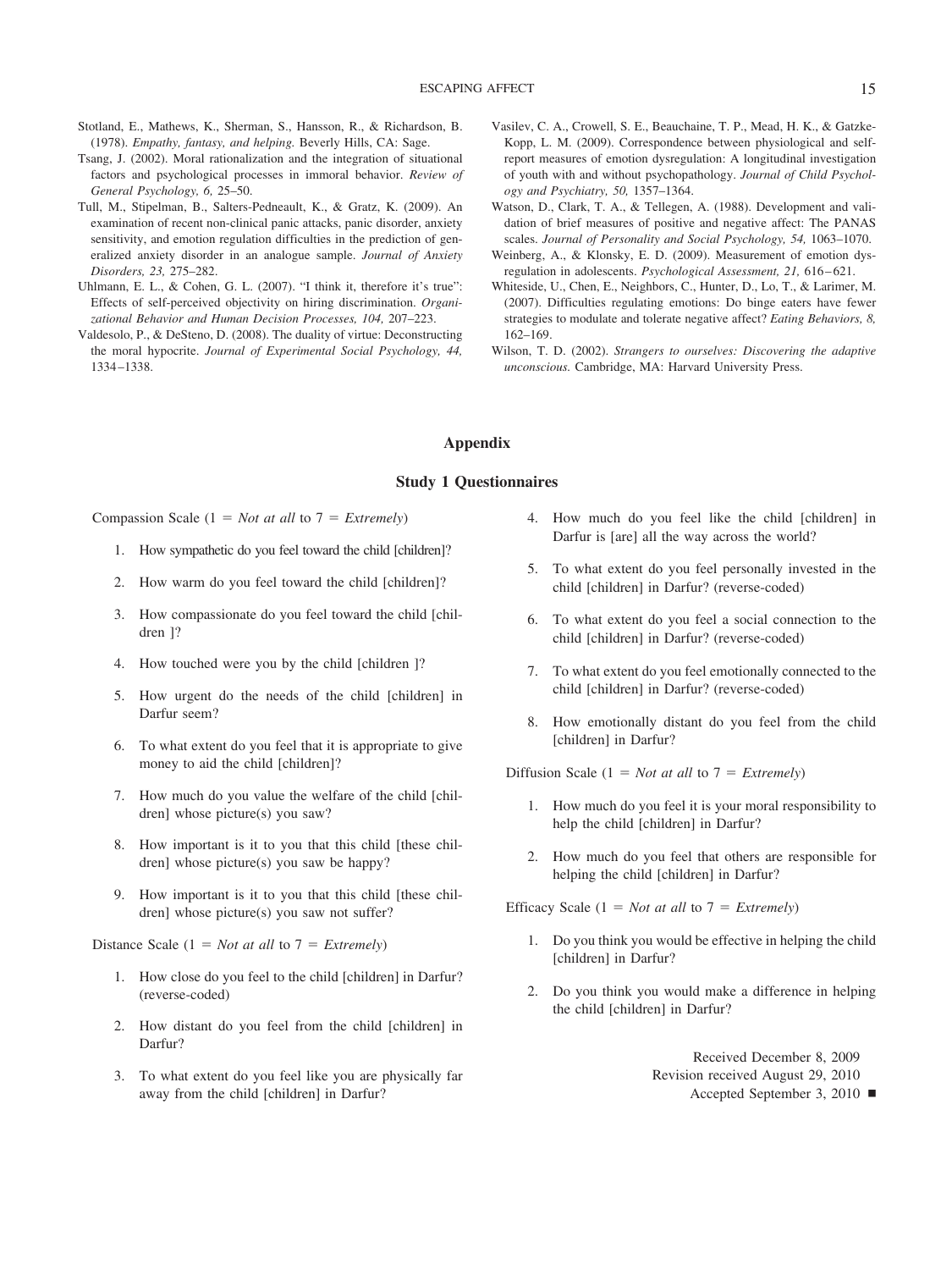Stotland, E., Mathews, K., Sherman, S., Hansson, R., & Richardson, B. (1978). *Empathy, fantasy, and helping.* Beverly Hills, CA: Sage.

Tsang, J. (2002). Moral rationalization and the integration of situational factors and psychological processes in immoral behavior. *Review of General Psychology, 6,* 25–50.

Tull, M., Stipelman, B., Salters-Pedneault, K., & Gratz, K. (2009). An examination of recent non-clinical panic attacks, panic disorder, anxiety sensitivity, and emotion regulation difficulties in the prediction of generalized anxiety disorder in an analogue sample. *Journal of Anxiety Disorders, 23,* 275–282.

Uhlmann, E. L., & Cohen, G. L. (2007). "I think it, therefore it's true": Effects of self-perceived objectivity on hiring discrimination. *Organizational Behavior and Human Decision Processes, 104,* 207–223.

Valdesolo, P., & DeSteno, D. (2008). The duality of virtue: Deconstructing the moral hypocrite. *Journal of Experimental Social Psychology, 44,* 1334–1338.

Vasilev, C. A., Crowell, S. E., Beauchaine, T. P., Mead, H. K., & Gatzke-Kopp, L. M. (2009). Correspondence between physiological and self-report measures of emotion dysregulation: A longitudinal investigation of youth with and without psychopathology. *Journal of Child Psychology and Psychiatry, 50,* 1357–1364.

Watson, D., Clark, T. A., & Tellegen, A. (1988). Development and validation of brief measures of positive and negative affect: The PANAS scales. *Journal of Personality and Social Psychology, 54,* 1063–1070.

Weinberg, A., & Klonsky, E. D. (2009). Measurement of emotion dysregulation in adolescents. *Psychological Assessment, 21,* 616–621.

Whiteside, U., Chen, E., Neighbors, C., Hunter, D., Lo, T., & Larimer, M. (2007). Difficulties regulating emotions: Do binge eaters have fewer strategies to modulate and tolerate negative affect? *Eating Behaviors, 8,* 162–169.

Wilson, T. D. (2002). *Strangers to ourselves: Discovering the adaptive unconscious.* Cambridge, MA: Harvard University Press.

## Appendix

### Study 1 Questionnaires

Compassion Scale (1 = *Not at all* to 7 = *Extremely*)

1. How sympathetic do you feel toward the child [children]?
2. How warm do you feel toward the child [children]?
3. How compassionate do you feel toward the child [children ]?
4. How touched were you by the child [children ]?
5. How urgent do the needs of the child [children] in Darfur seem?
6. To what extent do you feel that it is appropriate to give money to aid the child [children]?
7. How much do you value the welfare of the child [children] whose picture(s) you saw?
8. How important is it to you that this child [these children] whose picture(s) you saw be happy?
9. How important is it to you that this child [these children] whose picture(s) you saw not suffer?

Distance Scale (1 = *Not at all* to 7 = *Extremely*)

1. How close do you feel to the child [children] in Darfur? (reverse-coded)
2. How distant do you feel from the child [children] in Darfur?
3. To what extent do you feel like you are physically far away from the child [children] in Darfur?
4. How much do you feel like the child [children] in Darfur is [are] all the way across the world?
5. To what extent do you feel personally invested in the child [children] in Darfur? (reverse-coded)
6. To what extent do you feel a social connection to the child [children] in Darfur? (reverse-coded)
7. To what extent do you feel emotionally connected to the child [children] in Darfur? (reverse-coded)
8. How emotionally distant do you feel from the child [children] in Darfur?

Diffusion Scale (1 = *Not at all* to 7 = *Extremely*)

1. How much do you feel it is your moral responsibility to help the child [children] in Darfur?
2. How much do you feel that others are responsible for helping the child [children] in Darfur?

Efficacy Scale (1 = *Not at all* to 7 = *Extremely*)

1. Do you think you would be effective in helping the child [children] in Darfur?
2. Do you think you would make a difference in helping the child [children] in Darfur?

Received December 8, 2009
Revision received August 29, 2010
Accepted September 3, 2010 ■